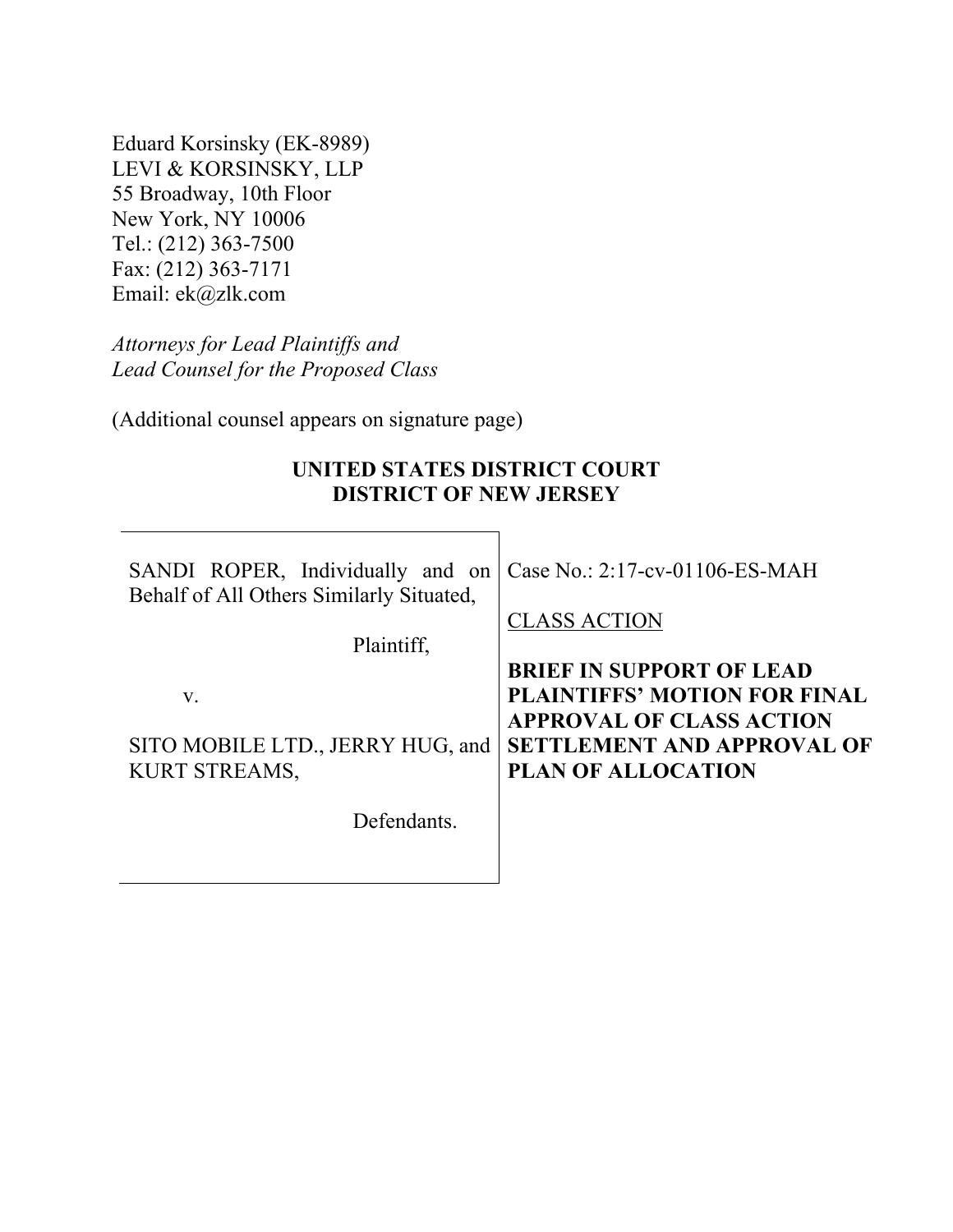Eduard Korsinsky (EK-8989)
LEVI & KORSINSKY, LLP
55 Broadway, 10th Floor
New York, NY 10006
Tel.: (212) 363-7500
Fax: (212) 363-7171
Email: ek@zlk.com

*Attorneys for Lead Plaintiffs and*
*Lead Counsel for the Proposed Class*

(Additional counsel appears on signature page)

**UNITED STATES DISTRICT COURT**
**DISTRICT OF NEW JERSEY**

| | |
|---|---|
| SANDI ROPER, Individually and on Behalf of All Others Similarly Situated,<br><br>Plaintiff,<br><br>v.<br><br>SITO MOBILE LTD., JERRY HUG, and KURT STREAMS,<br><br>Defendants. | Case No.: 2:17-cv-01106-ES-MAH<br><br>CLASS ACTION<br><br>**BRIEF IN SUPPORT OF LEAD PLAINTIFFS' MOTION FOR FINAL APPROVAL OF CLASS ACTION SETTLEMENT AND APPROVAL OF PLAN OF ALLOCATION** |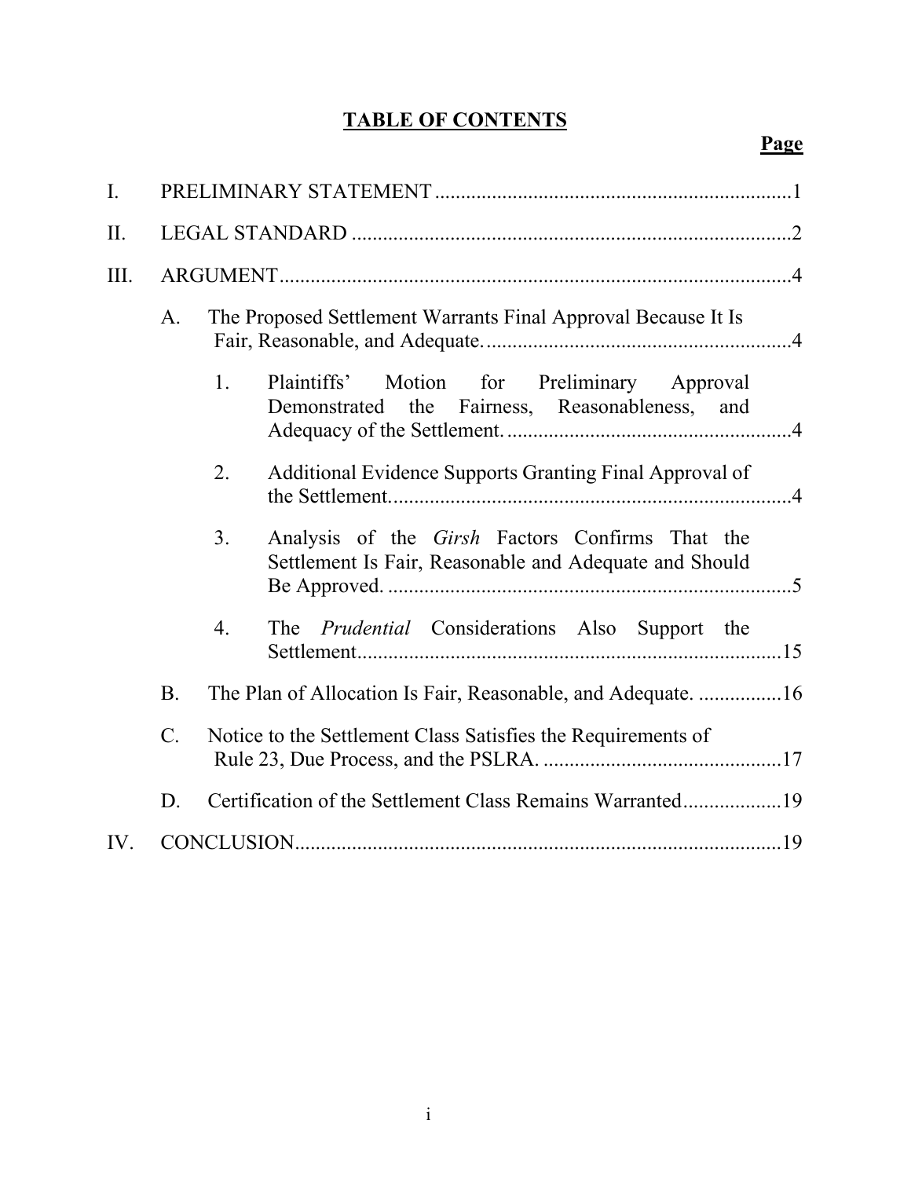# TABLE OF CONTENTS

| | | Page |
|---|---|---|
| I. | PRELIMINARY STATEMENT | 1 |
| II. | LEGAL STANDARD | 2 |
| III. | ARGUMENT | 4 |
| | A. The Proposed Settlement Warrants Final Approval Because It Is Fair, Reasonable, and Adequate. | 4 |
| | 1. Plaintiffs' Motion for Preliminary Approval Demonstrated the Fairness, Reasonableness, and Adequacy of the Settlement. | 4 |
| | 2. Additional Evidence Supports Granting Final Approval of the Settlement. | 4 |
| | 3. Analysis of the *Girsh* Factors Confirms That the Settlement Is Fair, Reasonable and Adequate and Should Be Approved. | 5 |
| | 4. The *Prudential* Considerations Also Support the Settlement | 15 |
| | B. The Plan of Allocation Is Fair, Reasonable, and Adequate. | 16 |
| | C. Notice to the Settlement Class Satisfies the Requirements of Rule 23, Due Process, and the PSLRA. | 17 |
| | D. Certification of the Settlement Class Remains Warranted | 19 |
| IV. | CONCLUSION | 19 |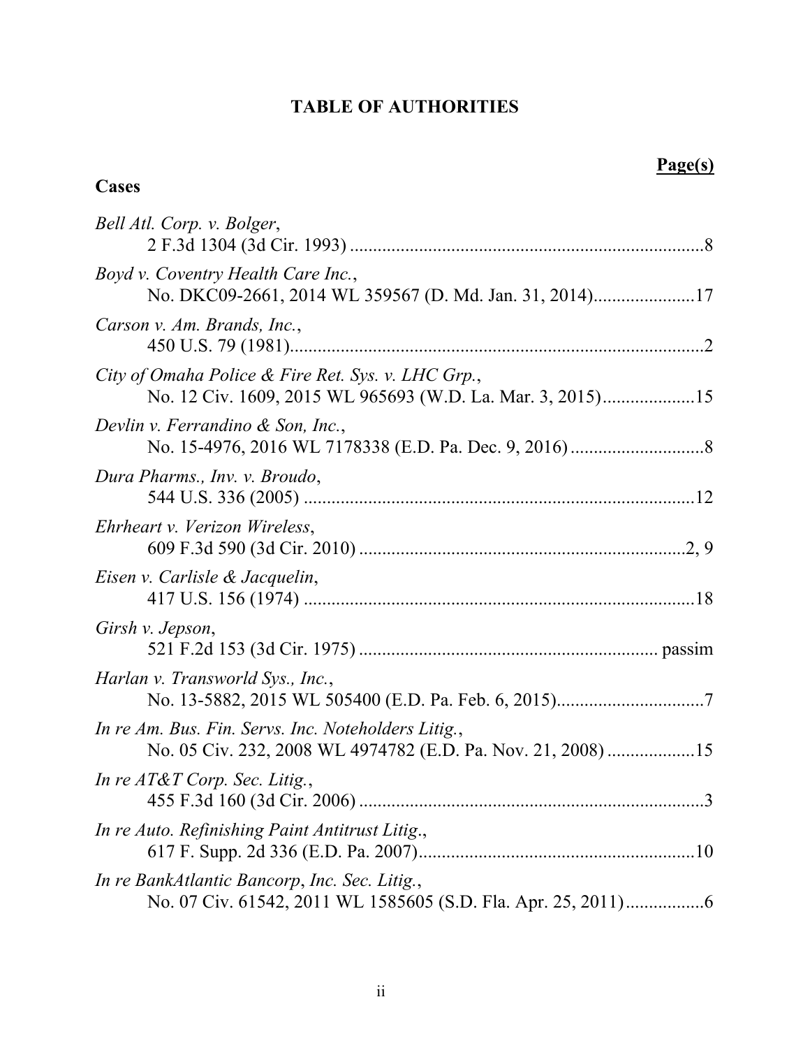# TABLE OF AUTHORITIES

**Page(s)**

**Cases**

*Bell Atl. Corp. v. Bolger*,
2 F.3d 1304 (3d Cir. 1993) ....................................................................................8

*Boyd v. Coventry Health Care Inc.*,
No. DKC09-2661, 2014 WL 359567 (D. Md. Jan. 31, 2014)......................17

*Carson v. Am. Brands, Inc.*,
450 U.S. 79 (1981)..................................................................................................2

*City of Omaha Police & Fire Ret. Sys. v. LHC Grp.*,
No. 12 Civ. 1609, 2015 WL 965693 (W.D. La. Mar. 3, 2015)....................15

*Devlin v. Ferrandino & Son, Inc.*,
No. 15-4976, 2016 WL 7178338 (E.D. Pa. Dec. 9, 2016).............................8

*Dura Pharms., Inv. v. Broudo*,
544 U.S. 336 (2005) ............................................................................................12

*Ehrheart v. Verizon Wireless*,
609 F.3d 590 (3d Cir. 2010) ...............................................................................2, 9

*Eisen v. Carlisle & Jacquelin*,
417 U.S. 156 (1974) ............................................................................................18

*Girsh v. Jepson*,
521 F.2d 153 (3d Cir. 1975) ................................................................ passim

*Harlan v. Transworld Sys., Inc.*,
No. 13-5882, 2015 WL 505400 (E.D. Pa. Feb. 6, 2015).................................7

*In re Am. Bus. Fin. Servs. Inc. Noteholders Litig.*,
No. 05 Civ. 232, 2008 WL 4974782 (E.D. Pa. Nov. 21, 2008) ...................15

*In re AT&T Corp. Sec. Litig.*,
455 F.3d 160 (3d Cir. 2006) ..................................................................................3

*In re Auto. Refinishing Paint Antitrust Litig.*,
617 F. Supp. 2d 336 (E.D. Pa. 2007)...........................................................10

*In re BankAtlantic Bancorp, Inc. Sec. Litig.*,
No. 07 Civ. 61542, 2011 WL 1585605 (S.D. Fla. Apr. 25, 2011).................6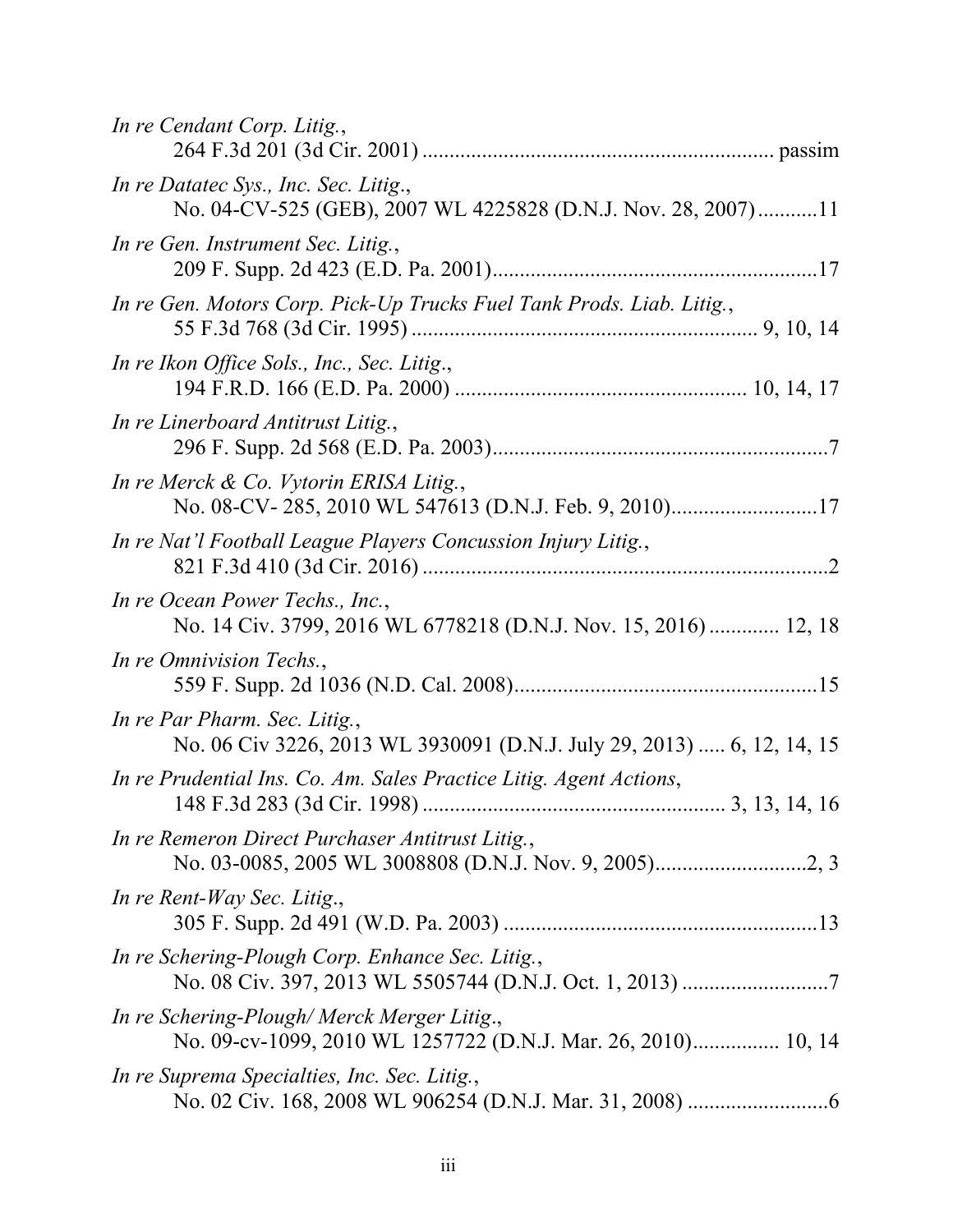*In re Cendant Corp. Litig.*,
264 F.3d 201 (3d Cir. 2001) ................................................................ passim

*In re Datatec Sys., Inc. Sec. Litig*.,
No. 04-CV-525 (GEB), 2007 WL 4225828 (D.N.J. Nov. 28, 2007)...........11

*In re Gen. Instrument Sec. Litig.*,
209 F. Supp. 2d 423 (E.D. Pa. 2001)............................................................17

*In re Gen. Motors Corp. Pick-Up Trucks Fuel Tank Prods. Liab. Litig.*,
55 F.3d 768 (3d Cir. 1995) ............................................................... 9, 10, 14

*In re Ikon Office Sols., Inc., Sec. Litig*.,
194 F.R.D. 166 (E.D. Pa. 2000) ..................................................... 10, 14, 17

*In re Linerboard Antitrust Litig.*,
296 F. Supp. 2d 568 (E.D. Pa. 2003)..............................................................7

*In re Merck & Co. Vytorin ERISA Litig.*,
No. 08-CV- 285, 2010 WL 547613 (D.N.J. Feb. 9, 2010)...........................17

*In re Nat'l Football League Players Concussion Injury Litig.*,
821 F.3d 410 (3d Cir. 2016) ..........................................................................2

*In re Ocean Power Techs., Inc.*,
No. 14 Civ. 3799, 2016 WL 6778218 (D.N.J. Nov. 15, 2016) ............. 12, 18

*In re Omnivision Techs.*,
559 F. Supp. 2d 1036 (N.D. Cal. 2008)........................................................15

*In re Par Pharm. Sec. Litig.*,
No. 06 Civ 3226, 2013 WL 3930091 (D.N.J. July 29, 2013) ..... 6, 12, 14, 15

*In re Prudential Ins. Co. Am. Sales Practice Litig. Agent Actions*,
148 F.3d 283 (3d Cir. 1998) ........................................................ 3, 13, 14, 16

*In re Remeron Direct Purchaser Antitrust Litig.*,
No. 03-0085, 2005 WL 3008808 (D.N.J. Nov. 9, 2005)............................2, 3

*In re Rent-Way Sec. Litig*.,
305 F. Supp. 2d 491 (W.D. Pa. 2003) ..........................................................13

*In re Schering-Plough Corp. Enhance Sec. Litig.*,
No. 08 Civ. 397, 2013 WL 5505744 (D.N.J. Oct. 1, 2013) ...........................7

*In re Schering-Plough/ Merck Merger Litig*.,
No. 09-cv-1099, 2010 WL 1257722 (D.N.J. Mar. 26, 2010)................ 10, 14

*In re Suprema Specialties, Inc. Sec. Litig.*,
No. 02 Civ. 168, 2008 WL 906254 (D.N.J. Mar. 31, 2008) ..........................6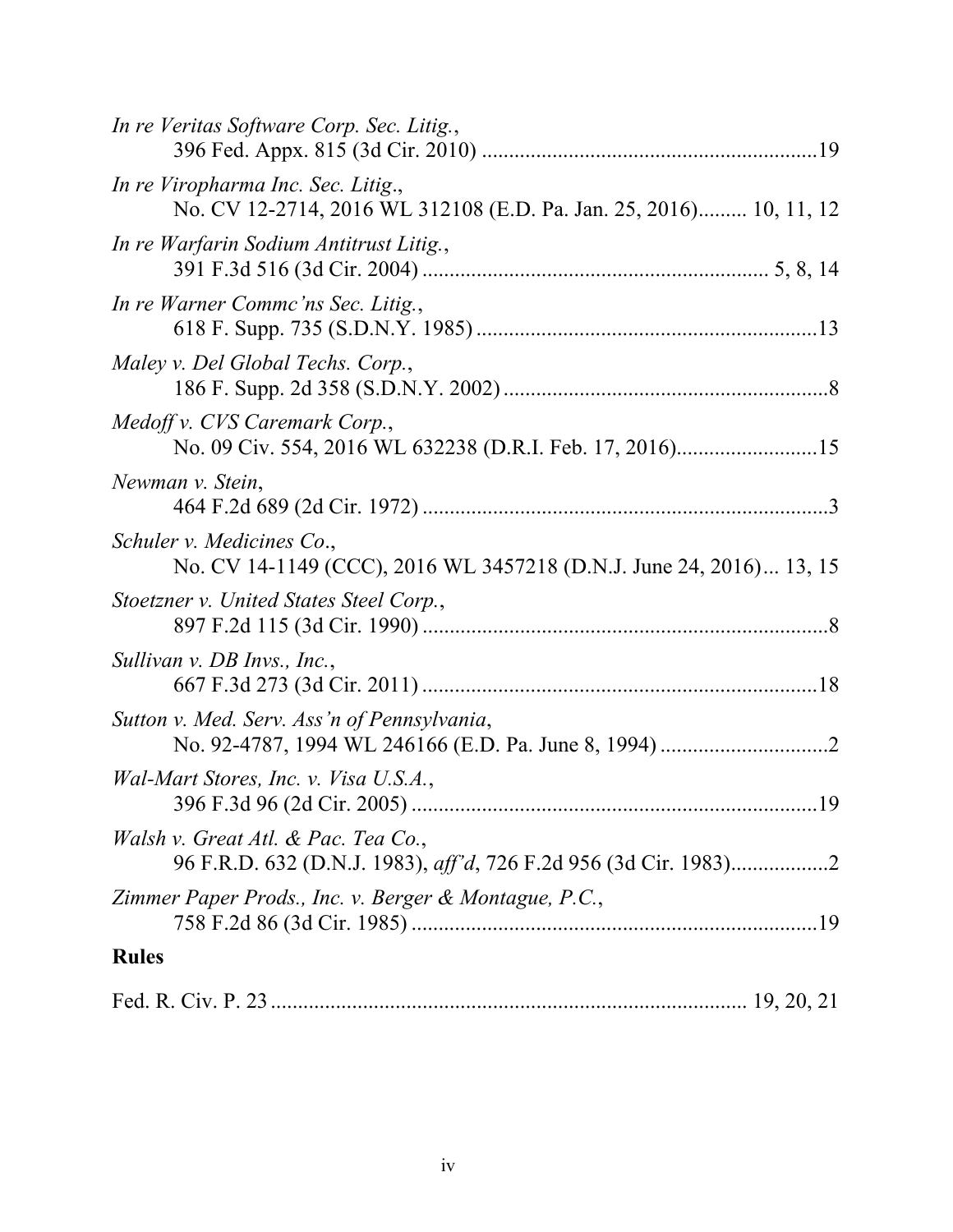*In re Veritas Software Corp. Sec. Litig.*,
396 Fed. Appx. 815 (3d Cir. 2010) ............................................................19

*In re Viropharma Inc. Sec. Litig*.,
No. CV 12-2714, 2016 WL 312108 (E.D. Pa. Jan. 25, 2016)......... 10, 11, 12

*In re Warfarin Sodium Antitrust Litig.*,
391 F.3d 516 (3d Cir. 2004) ............................................................. 5, 8, 14

*In re Warner Commc'ns Sec. Litig.*,
618 F. Supp. 735 (S.D.N.Y. 1985) ..............................................................13

*Maley v. Del Global Techs. Corp.*,
186 F. Supp. 2d 358 (S.D.N.Y. 2002) ............................................................8

*Medoff v. CVS Caremark Corp.*,
No. 09 Civ. 554, 2016 WL 632238 (D.R.I. Feb. 17, 2016)..........................15

*Newman v. Stein*,
464 F.2d 689 (2d Cir. 1972) ..........................................................................3

*Schuler v. Medicines Co*.,
No. CV 14-1149 (CCC), 2016 WL 3457218 (D.N.J. June 24, 2016)... 13, 15

*Stoetzner v. United States Steel Corp.*,
897 F.2d 115 (3d Cir. 1990) ..........................................................................8

*Sullivan v. DB Invs., Inc.*,
667 F.3d 273 (3d Cir. 2011) .........................................................................18

*Sutton v. Med. Serv. Ass'n of Pennsylvania*,
No. 92-4787, 1994 WL 246166 (E.D. Pa. June 8, 1994) ...............................2

*Wal-Mart Stores, Inc. v. Visa U.S.A.*,
396 F.3d 96 (2d Cir. 2005) ...........................................................................19

*Walsh v. Great Atl. & Pac. Tea Co.*,
96 F.R.D. 632 (D.N.J. 1983), *aff'd*, 726 F.2d 956 (3d Cir. 1983)..................2

*Zimmer Paper Prods., Inc. v. Berger & Montague, P.C.*,
758 F.2d 86 (3d Cir. 1985) ...........................................................................19

## Rules

Fed. R. Civ. P. 23 ...................................................................................... 19, 20, 21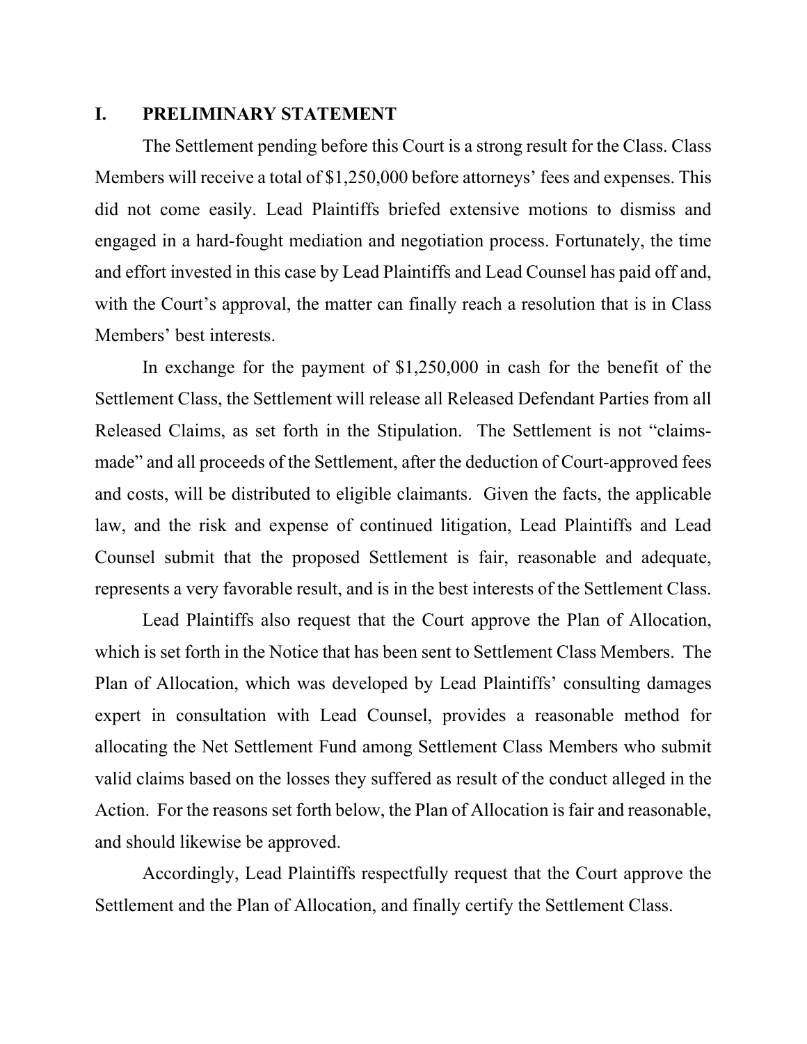## I. PRELIMINARY STATEMENT

The Settlement pending before this Court is a strong result for the Class. Class Members will receive a total of $1,250,000 before attorneys' fees and expenses. This did not come easily. Lead Plaintiffs briefed extensive motions to dismiss and engaged in a hard-fought mediation and negotiation process. Fortunately, the time and effort invested in this case by Lead Plaintiffs and Lead Counsel has paid off and, with the Court's approval, the matter can finally reach a resolution that is in Class Members' best interests.

In exchange for the payment of $1,250,000 in cash for the benefit of the Settlement Class, the Settlement will release all Released Defendant Parties from all Released Claims, as set forth in the Stipulation. The Settlement is not "claims-made" and all proceeds of the Settlement, after the deduction of Court-approved fees and costs, will be distributed to eligible claimants. Given the facts, the applicable law, and the risk and expense of continued litigation, Lead Plaintiffs and Lead Counsel submit that the proposed Settlement is fair, reasonable and adequate, represents a very favorable result, and is in the best interests of the Settlement Class.

Lead Plaintiffs also request that the Court approve the Plan of Allocation, which is set forth in the Notice that has been sent to Settlement Class Members. The Plan of Allocation, which was developed by Lead Plaintiffs' consulting damages expert in consultation with Lead Counsel, provides a reasonable method for allocating the Net Settlement Fund among Settlement Class Members who submit valid claims based on the losses they suffered as result of the conduct alleged in the Action. For the reasons set forth below, the Plan of Allocation is fair and reasonable, and should likewise be approved.

Accordingly, Lead Plaintiffs respectfully request that the Court approve the Settlement and the Plan of Allocation, and finally certify the Settlement Class.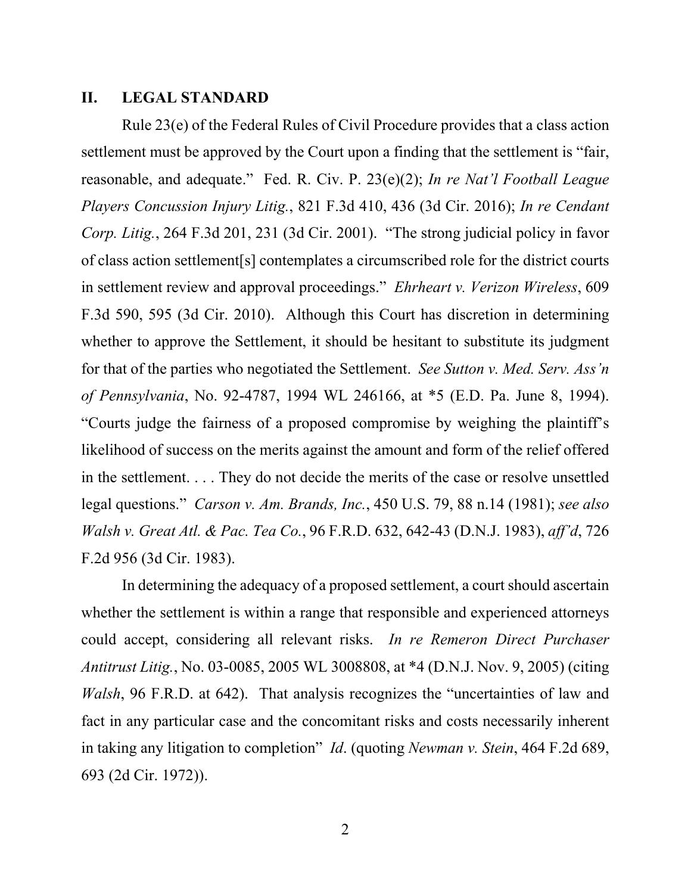## II. LEGAL STANDARD

Rule 23(e) of the Federal Rules of Civil Procedure provides that a class action settlement must be approved by the Court upon a finding that the settlement is "fair, reasonable, and adequate." Fed. R. Civ. P. 23(e)(2); *In re Nat'l Football League Players Concussion Injury Litig.*, 821 F.3d 410, 436 (3d Cir. 2016); *In re Cendant Corp. Litig.*, 264 F.3d 201, 231 (3d Cir. 2001). "The strong judicial policy in favor of class action settlement[s] contemplates a circumscribed role for the district courts in settlement review and approval proceedings." *Ehrheart v. Verizon Wireless*, 609 F.3d 590, 595 (3d Cir. 2010). Although this Court has discretion in determining whether to approve the Settlement, it should be hesitant to substitute its judgment for that of the parties who negotiated the Settlement. *See Sutton v. Med. Serv. Ass'n of Pennsylvania*, No. 92-4787, 1994 WL 246166, at *5 (E.D. Pa. June 8, 1994). "Courts judge the fairness of a proposed compromise by weighing the plaintiff's likelihood of success on the merits against the amount and form of the relief offered in the settlement. . . . They do not decide the merits of the case or resolve unsettled legal questions." *Carson v. Am. Brands, Inc.*, 450 U.S. 79, 88 n.14 (1981); *see also Walsh v. Great Atl. & Pac. Tea Co.*, 96 F.R.D. 632, 642-43 (D.N.J. 1983), *aff'd*, 726 F.2d 956 (3d Cir. 1983).

In determining the adequacy of a proposed settlement, a court should ascertain whether the settlement is within a range that responsible and experienced attorneys could accept, considering all relevant risks. *In re Remeron Direct Purchaser Antitrust Litig.*, No. 03-0085, 2005 WL 3008808, at *4 (D.N.J. Nov. 9, 2005) (citing *Walsh*, 96 F.R.D. at 642). That analysis recognizes the "uncertainties of law and fact in any particular case and the concomitant risks and costs necessarily inherent in taking any litigation to completion" *Id*. (quoting *Newman v. Stein*, 464 F.2d 689, 693 (2d Cir. 1972)).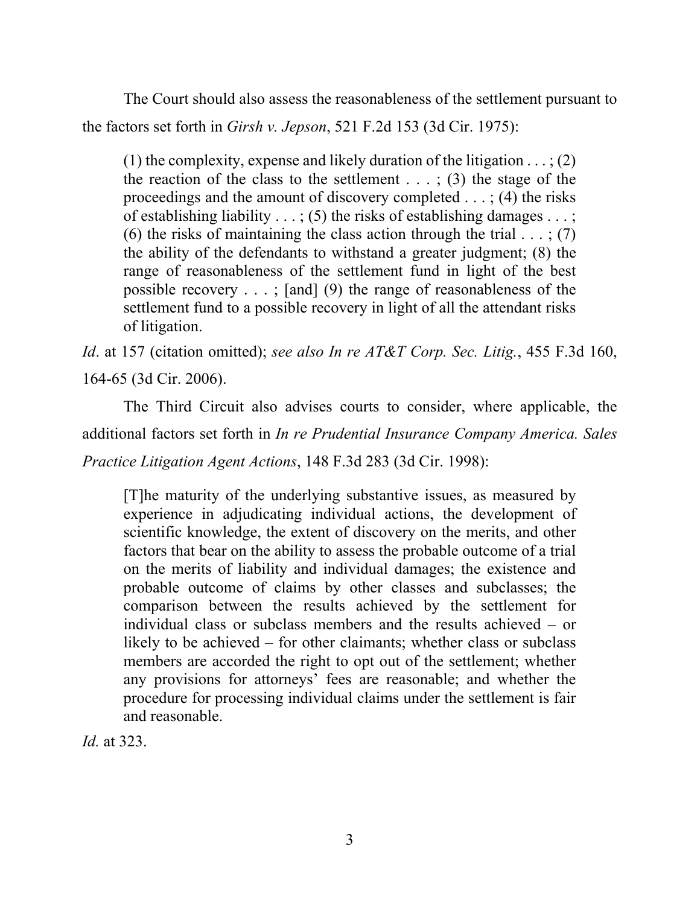The Court should also assess the reasonableness of the settlement pursuant to the factors set forth in *Girsh v. Jepson*, 521 F.2d 153 (3d Cir. 1975):

> (1) the complexity, expense and likely duration of the litigation . . . ; (2) the reaction of the class to the settlement . . . ; (3) the stage of the proceedings and the amount of discovery completed . . . ; (4) the risks of establishing liability . . . ; (5) the risks of establishing damages . . . ; (6) the risks of maintaining the class action through the trial . . . ; (7) the ability of the defendants to withstand a greater judgment; (8) the range of reasonableness of the settlement fund in light of the best possible recovery . . . ; [and] (9) the range of reasonableness of the settlement fund to a possible recovery in light of all the attendant risks of litigation.

*Id*. at 157 (citation omitted); *see also In re AT&T Corp. Sec. Litig.*, 455 F.3d 160, 164-65 (3d Cir. 2006).

The Third Circuit also advises courts to consider, where applicable, the additional factors set forth in *In re Prudential Insurance Company America. Sales Practice Litigation Agent Actions*, 148 F.3d 283 (3d Cir. 1998):

> [T]he maturity of the underlying substantive issues, as measured by experience in adjudicating individual actions, the development of scientific knowledge, the extent of discovery on the merits, and other factors that bear on the ability to assess the probable outcome of a trial on the merits of liability and individual damages; the existence and probable outcome of claims by other classes and subclasses; the comparison between the results achieved by the settlement for individual class or subclass members and the results achieved – or likely to be achieved – for other claimants; whether class or subclass members are accorded the right to opt out of the settlement; whether any provisions for attorneys' fees are reasonable; and whether the procedure for processing individual claims under the settlement is fair and reasonable.

*Id.* at 323.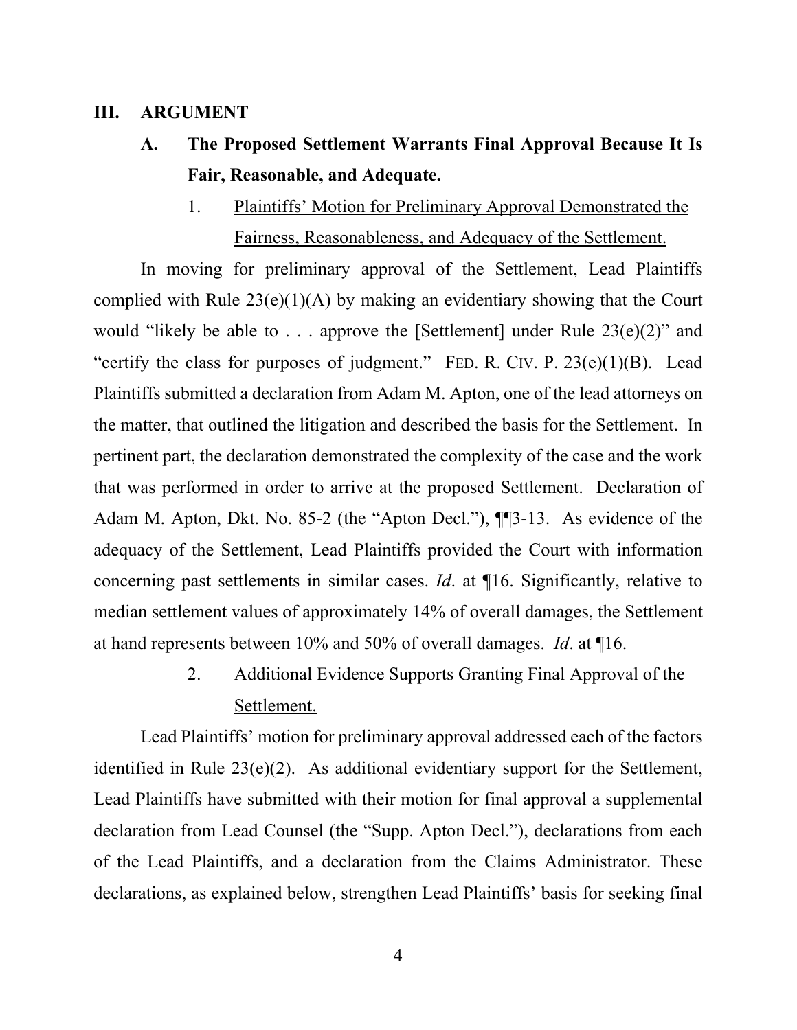## III. ARGUMENT

### A. The Proposed Settlement Warrants Final Approval Because It Is Fair, Reasonable, and Adequate.

#### 1. Plaintiffs' Motion for Preliminary Approval Demonstrated the Fairness, Reasonableness, and Adequacy of the Settlement.

In moving for preliminary approval of the Settlement, Lead Plaintiffs complied with Rule 23(e)(1)(A) by making an evidentiary showing that the Court would "likely be able to . . . approve the [Settlement] under Rule 23(e)(2)" and "certify the class for purposes of judgment." FED. R. CIV. P. 23(e)(1)(B). Lead Plaintiffs submitted a declaration from Adam M. Apton, one of the lead attorneys on the matter, that outlined the litigation and described the basis for the Settlement. In pertinent part, the declaration demonstrated the complexity of the case and the work that was performed in order to arrive at the proposed Settlement. Declaration of Adam M. Apton, Dkt. No. 85-2 (the "Apton Decl."), ¶¶3-13. As evidence of the adequacy of the Settlement, Lead Plaintiffs provided the Court with information concerning past settlements in similar cases. *Id*. at ¶16. Significantly, relative to median settlement values of approximately 14% of overall damages, the Settlement at hand represents between 10% and 50% of overall damages. *Id*. at ¶16.

#### 2. Additional Evidence Supports Granting Final Approval of the Settlement.

Lead Plaintiffs' motion for preliminary approval addressed each of the factors identified in Rule 23(e)(2). As additional evidentiary support for the Settlement, Lead Plaintiffs have submitted with their motion for final approval a supplemental declaration from Lead Counsel (the "Supp. Apton Decl."), declarations from each of the Lead Plaintiffs, and a declaration from the Claims Administrator. These declarations, as explained below, strengthen Lead Plaintiffs' basis for seeking final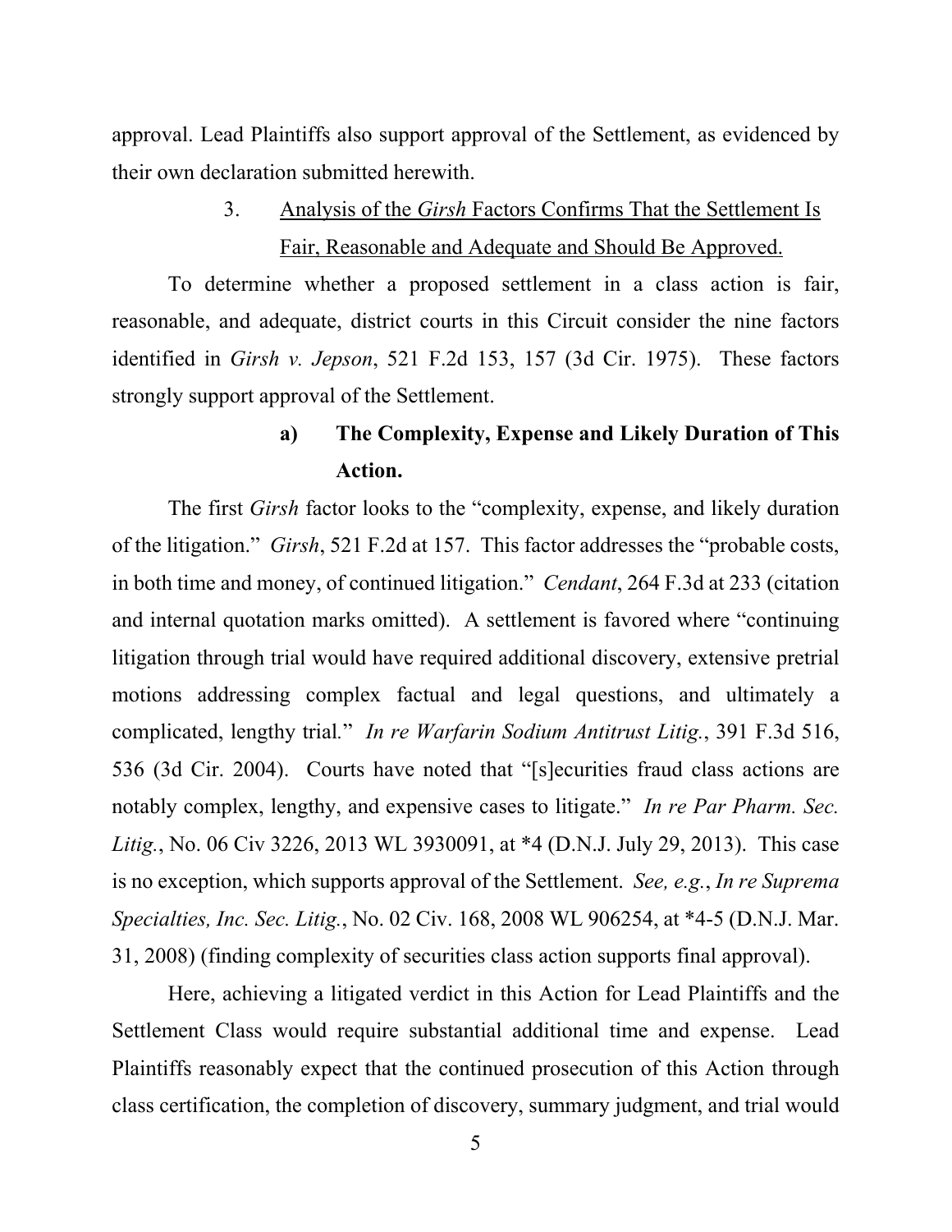approval. Lead Plaintiffs also support approval of the Settlement, as evidenced by their own declaration submitted herewith.

### 3. Analysis of the *Girsh* Factors Confirms That the Settlement Is Fair, Reasonable and Adequate and Should Be Approved.

To determine whether a proposed settlement in a class action is fair, reasonable, and adequate, district courts in this Circuit consider the nine factors identified in *Girsh v. Jepson*, 521 F.2d 153, 157 (3d Cir. 1975). These factors strongly support approval of the Settlement.

#### a) The Complexity, Expense and Likely Duration of This Action.

The first *Girsh* factor looks to the "complexity, expense, and likely duration of the litigation." *Girsh*, 521 F.2d at 157. This factor addresses the "probable costs, in both time and money, of continued litigation." *Cendant*, 264 F.3d at 233 (citation and internal quotation marks omitted). A settlement is favored where "continuing litigation through trial would have required additional discovery, extensive pretrial motions addressing complex factual and legal questions, and ultimately a complicated, lengthy trial." *In re Warfarin Sodium Antitrust Litig.*, 391 F.3d 516, 536 (3d Cir. 2004). Courts have noted that "[s]ecurities fraud class actions are notably complex, lengthy, and expensive cases to litigate." *In re Par Pharm. Sec. Litig.*, No. 06 Civ 3226, 2013 WL 3930091, at *4 (D.N.J. July 29, 2013). This case is no exception, which supports approval of the Settlement. *See, e.g.*, *In re Suprema Specialties, Inc. Sec. Litig.*, No. 02 Civ. 168, 2008 WL 906254, at *4-5 (D.N.J. Mar. 31, 2008) (finding complexity of securities class action supports final approval).

Here, achieving a litigated verdict in this Action for Lead Plaintiffs and the Settlement Class would require substantial additional time and expense. Lead Plaintiffs reasonably expect that the continued prosecution of this Action through class certification, the completion of discovery, summary judgment, and trial would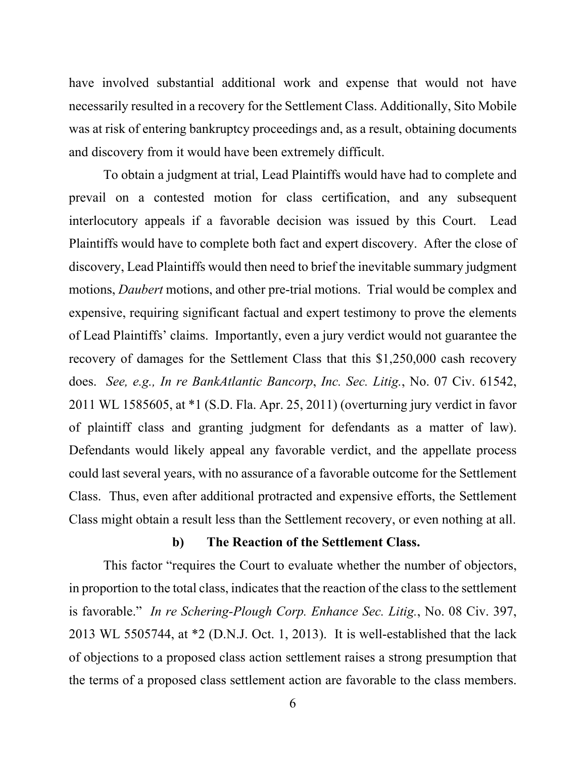have involved substantial additional work and expense that would not have necessarily resulted in a recovery for the Settlement Class. Additionally, Sito Mobile was at risk of entering bankruptcy proceedings and, as a result, obtaining documents and discovery from it would have been extremely difficult.

To obtain a judgment at trial, Lead Plaintiffs would have had to complete and prevail on a contested motion for class certification, and any subsequent interlocutory appeals if a favorable decision was issued by this Court. Lead Plaintiffs would have to complete both fact and expert discovery. After the close of discovery, Lead Plaintiffs would then need to brief the inevitable summary judgment motions, *Daubert* motions, and other pre-trial motions. Trial would be complex and expensive, requiring significant factual and expert testimony to prove the elements of Lead Plaintiffs' claims. Importantly, even a jury verdict would not guarantee the recovery of damages for the Settlement Class that this $1,250,000 cash recovery does. *See, e.g., In re BankAtlantic Bancorp*, *Inc. Sec. Litig.*, No. 07 Civ. 61542, 2011 WL 1585605, at *1 (S.D. Fla. Apr. 25, 2011) (overturning jury verdict in favor of plaintiff class and granting judgment for defendants as a matter of law). Defendants would likely appeal any favorable verdict, and the appellate process could last several years, with no assurance of a favorable outcome for the Settlement Class. Thus, even after additional protracted and expensive efforts, the Settlement Class might obtain a result less than the Settlement recovery, or even nothing at all.

**b) The Reaction of the Settlement Class.**

This factor "requires the Court to evaluate whether the number of objectors, in proportion to the total class, indicates that the reaction of the class to the settlement is favorable." *In re Schering-Plough Corp. Enhance Sec. Litig.*, No. 08 Civ. 397, 2013 WL 5505744, at *2 (D.N.J. Oct. 1, 2013). It is well-established that the lack of objections to a proposed class action settlement raises a strong presumption that the terms of a proposed class settlement action are favorable to the class members.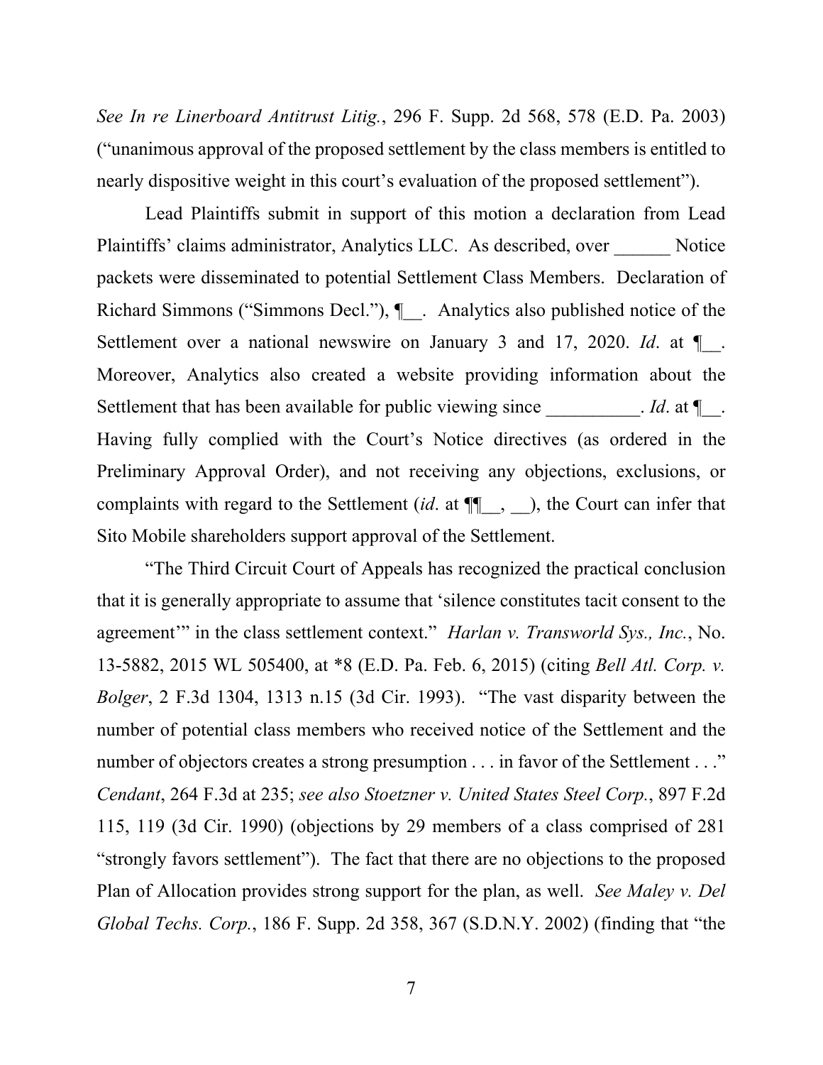*See In re Linerboard Antitrust Litig.*, 296 F. Supp. 2d 568, 578 (E.D. Pa. 2003) ("unanimous approval of the proposed settlement by the class members is entitled to nearly dispositive weight in this court's evaluation of the proposed settlement").

Lead Plaintiffs submit in support of this motion a declaration from Lead Plaintiffs' claims administrator, Analytics LLC. As described, over ______ Notice packets were disseminated to potential Settlement Class Members. Declaration of Richard Simmons ("Simmons Decl."), ¶__. Analytics also published notice of the Settlement over a national newswire on January 3 and 17, 2020. *Id*. at ¶__. Moreover, Analytics also created a website providing information about the Settlement that has been available for public viewing since __________. *Id*. at ¶__. Having fully complied with the Court's Notice directives (as ordered in the Preliminary Approval Order), and not receiving any objections, exclusions, or complaints with regard to the Settlement (*id*. at ¶¶__, __), the Court can infer that Sito Mobile shareholders support approval of the Settlement.

"The Third Circuit Court of Appeals has recognized the practical conclusion that it is generally appropriate to assume that 'silence constitutes tacit consent to the agreement'" in the class settlement context." *Harlan v. Transworld Sys., Inc.*, No. 13-5882, 2015 WL 505400, at *8 (E.D. Pa. Feb. 6, 2015) (citing *Bell Atl. Corp. v. Bolger*, 2 F.3d 1304, 1313 n.15 (3d Cir. 1993). "The vast disparity between the number of potential class members who received notice of the Settlement and the number of objectors creates a strong presumption . . . in favor of the Settlement . . ." *Cendant*, 264 F.3d at 235; *see also Stoetzner v. United States Steel Corp.*, 897 F.2d 115, 119 (3d Cir. 1990) (objections by 29 members of a class comprised of 281 "strongly favors settlement"). The fact that there are no objections to the proposed Plan of Allocation provides strong support for the plan, as well. *See Maley v. Del Global Techs. Corp.*, 186 F. Supp. 2d 358, 367 (S.D.N.Y. 2002) (finding that "the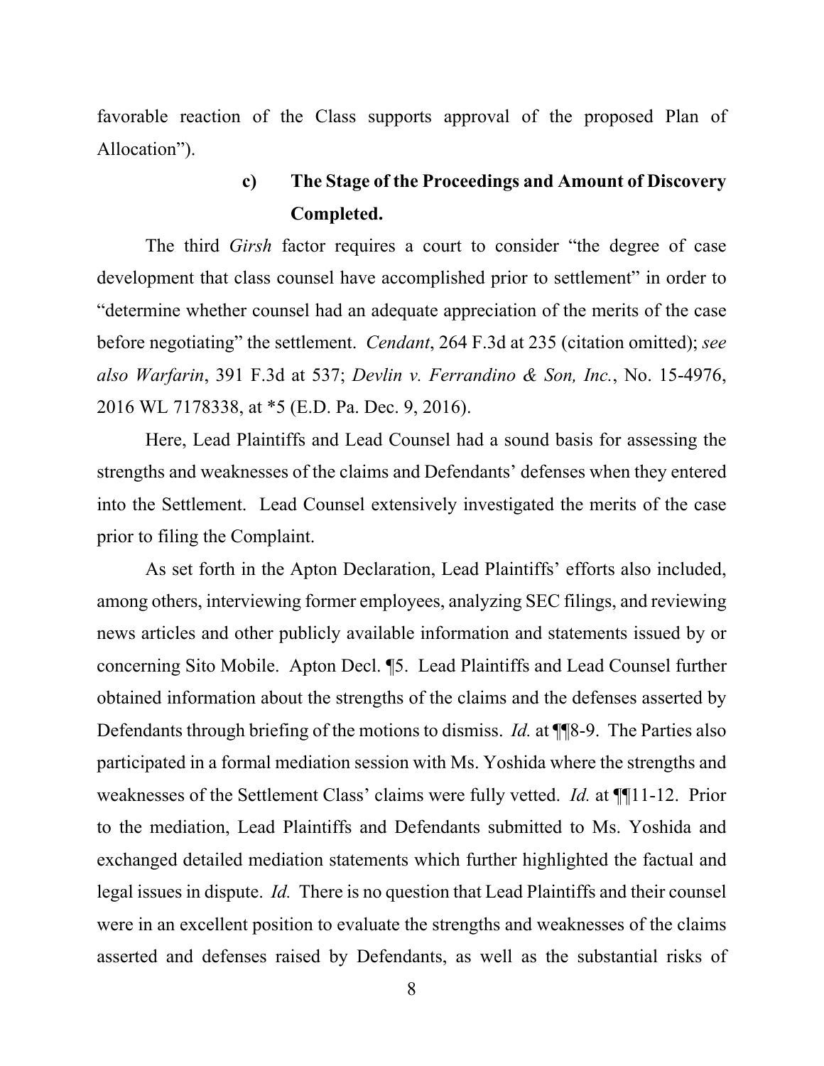favorable reaction of the Class supports approval of the proposed Plan of Allocation").

### c) The Stage of the Proceedings and Amount of Discovery Completed.

The third *Girsh* factor requires a court to consider "the degree of case development that class counsel have accomplished prior to settlement" in order to "determine whether counsel had an adequate appreciation of the merits of the case before negotiating" the settlement. *Cendant*, 264 F.3d at 235 (citation omitted); *see also Warfarin*, 391 F.3d at 537; *Devlin v. Ferrandino & Son, Inc.*, No. 15-4976, 2016 WL 7178338, at *5 (E.D. Pa. Dec. 9, 2016).

Here, Lead Plaintiffs and Lead Counsel had a sound basis for assessing the strengths and weaknesses of the claims and Defendants' defenses when they entered into the Settlement. Lead Counsel extensively investigated the merits of the case prior to filing the Complaint.

As set forth in the Apton Declaration, Lead Plaintiffs' efforts also included, among others, interviewing former employees, analyzing SEC filings, and reviewing news articles and other publicly available information and statements issued by or concerning Sito Mobile. Apton Decl. ¶5. Lead Plaintiffs and Lead Counsel further obtained information about the strengths of the claims and the defenses asserted by Defendants through briefing of the motions to dismiss. *Id.* at ¶¶8-9. The Parties also participated in a formal mediation session with Ms. Yoshida where the strengths and weaknesses of the Settlement Class' claims were fully vetted. *Id.* at ¶¶11-12. Prior to the mediation, Lead Plaintiffs and Defendants submitted to Ms. Yoshida and exchanged detailed mediation statements which further highlighted the factual and legal issues in dispute. *Id.* There is no question that Lead Plaintiffs and their counsel were in an excellent position to evaluate the strengths and weaknesses of the claims asserted and defenses raised by Defendants, as well as the substantial risks of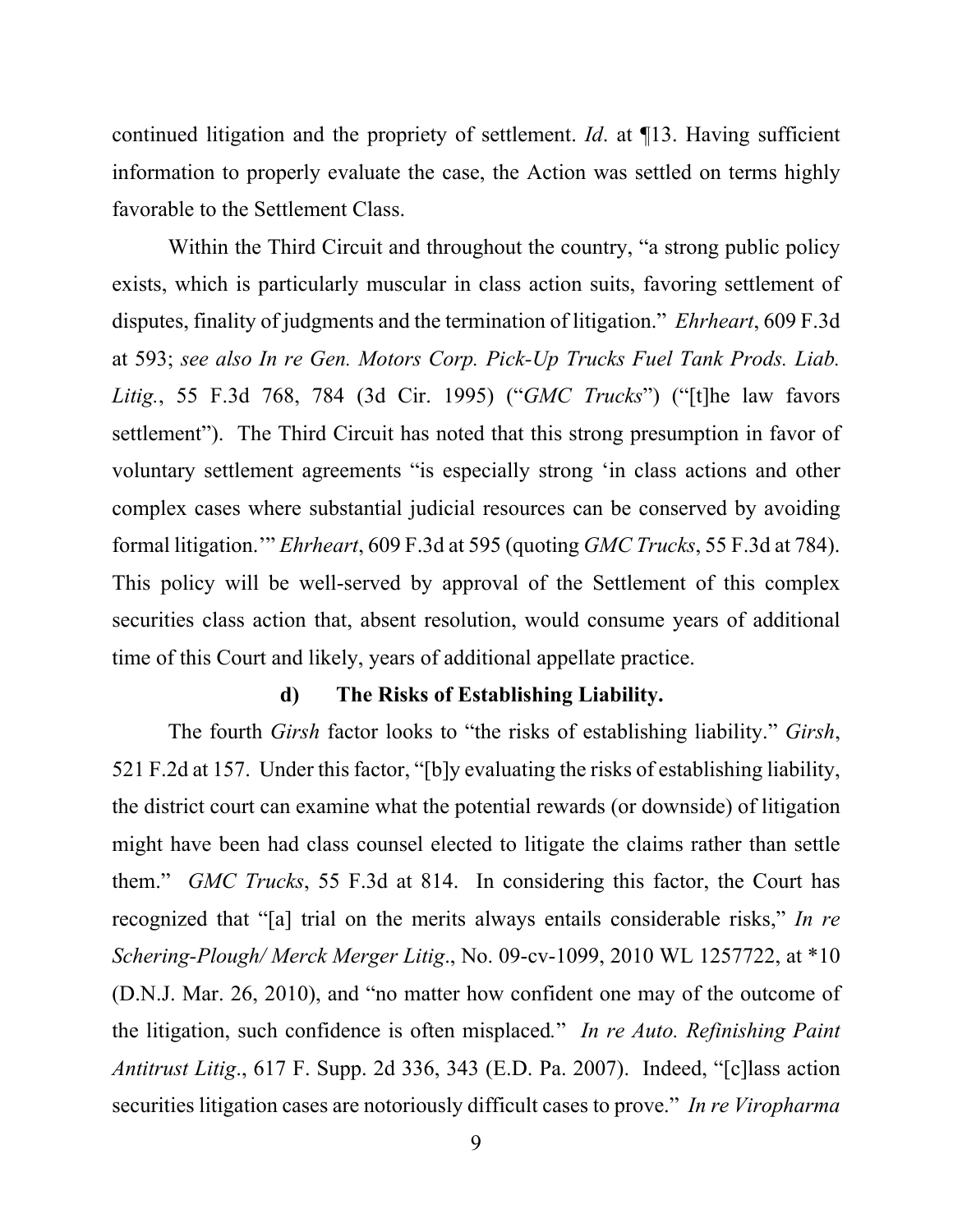continued litigation and the propriety of settlement. *Id*. at ¶13. Having sufficient information to properly evaluate the case, the Action was settled on terms highly favorable to the Settlement Class.

Within the Third Circuit and throughout the country, "a strong public policy exists, which is particularly muscular in class action suits, favoring settlement of disputes, finality of judgments and the termination of litigation." *Ehrheart*, 609 F.3d at 593; *see also In re Gen. Motors Corp. Pick-Up Trucks Fuel Tank Prods. Liab. Litig.*, 55 F.3d 768, 784 (3d Cir. 1995) ("*GMC Trucks*") ("[t]he law favors settlement"). The Third Circuit has noted that this strong presumption in favor of voluntary settlement agreements "is especially strong 'in class actions and other complex cases where substantial judicial resources can be conserved by avoiding formal litigation.'" *Ehrheart*, 609 F.3d at 595 (quoting *GMC Trucks*, 55 F.3d at 784). This policy will be well-served by approval of the Settlement of this complex securities class action that, absent resolution, would consume years of additional time of this Court and likely, years of additional appellate practice.

#### d) The Risks of Establishing Liability.

The fourth *Girsh* factor looks to "the risks of establishing liability." *Girsh*, 521 F.2d at 157. Under this factor, "[b]y evaluating the risks of establishing liability, the district court can examine what the potential rewards (or downside) of litigation might have been had class counsel elected to litigate the claims rather than settle them." *GMC Trucks*, 55 F.3d at 814. In considering this factor, the Court has recognized that "[a] trial on the merits always entails considerable risks," *In re Schering-Plough/ Merck Merger Litig.*, No. 09-cv-1099, 2010 WL 1257722, at *10 (D.N.J. Mar. 26, 2010), and "no matter how confident one may of the outcome of the litigation, such confidence is often misplaced." *In re Auto. Refinishing Paint Antitrust Litig.*, 617 F. Supp. 2d 336, 343 (E.D. Pa. 2007). Indeed, "[c]lass action securities litigation cases are notoriously difficult cases to prove." *In re Viropharma*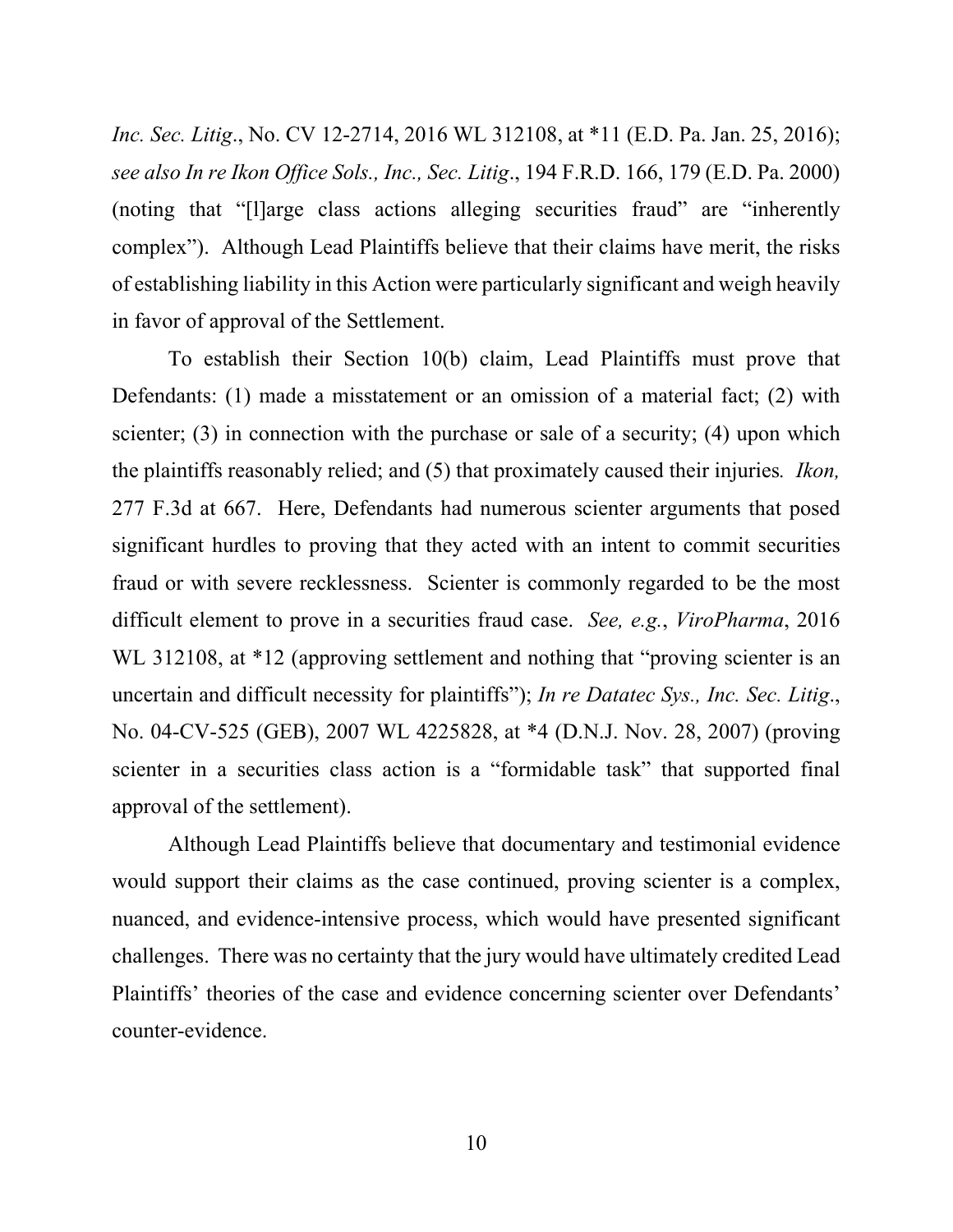*Inc. Sec. Litig.*, No. CV 12-2714, 2016 WL 312108, at *11 (E.D. Pa. Jan. 25, 2016); *see also In re Ikon Office Sols., Inc., Sec. Litig.*, 194 F.R.D. 166, 179 (E.D. Pa. 2000) (noting that "[l]arge class actions alleging securities fraud" are "inherently complex"). Although Lead Plaintiffs believe that their claims have merit, the risks of establishing liability in this Action were particularly significant and weigh heavily in favor of approval of the Settlement.

To establish their Section 10(b) claim, Lead Plaintiffs must prove that Defendants: (1) made a misstatement or an omission of a material fact; (2) with scienter; (3) in connection with the purchase or sale of a security; (4) upon which the plaintiffs reasonably relied; and (5) that proximately caused their injuries. *Ikon,* 277 F.3d at 667. Here, Defendants had numerous scienter arguments that posed significant hurdles to proving that they acted with an intent to commit securities fraud or with severe recklessness. Scienter is commonly regarded to be the most difficult element to prove in a securities fraud case. *See, e.g.*, *ViroPharma*, 2016 WL 312108, at *12 (approving settlement and nothing that "proving scienter is an uncertain and difficult necessity for plaintiffs"); *In re Datatec Sys., Inc. Sec. Litig.*, No. 04-CV-525 (GEB), 2007 WL 4225828, at *4 (D.N.J. Nov. 28, 2007) (proving scienter in a securities class action is a "formidable task" that supported final approval of the settlement).

Although Lead Plaintiffs believe that documentary and testimonial evidence would support their claims as the case continued, proving scienter is a complex, nuanced, and evidence-intensive process, which would have presented significant challenges. There was no certainty that the jury would have ultimately credited Lead Plaintiffs' theories of the case and evidence concerning scienter over Defendants' counter-evidence.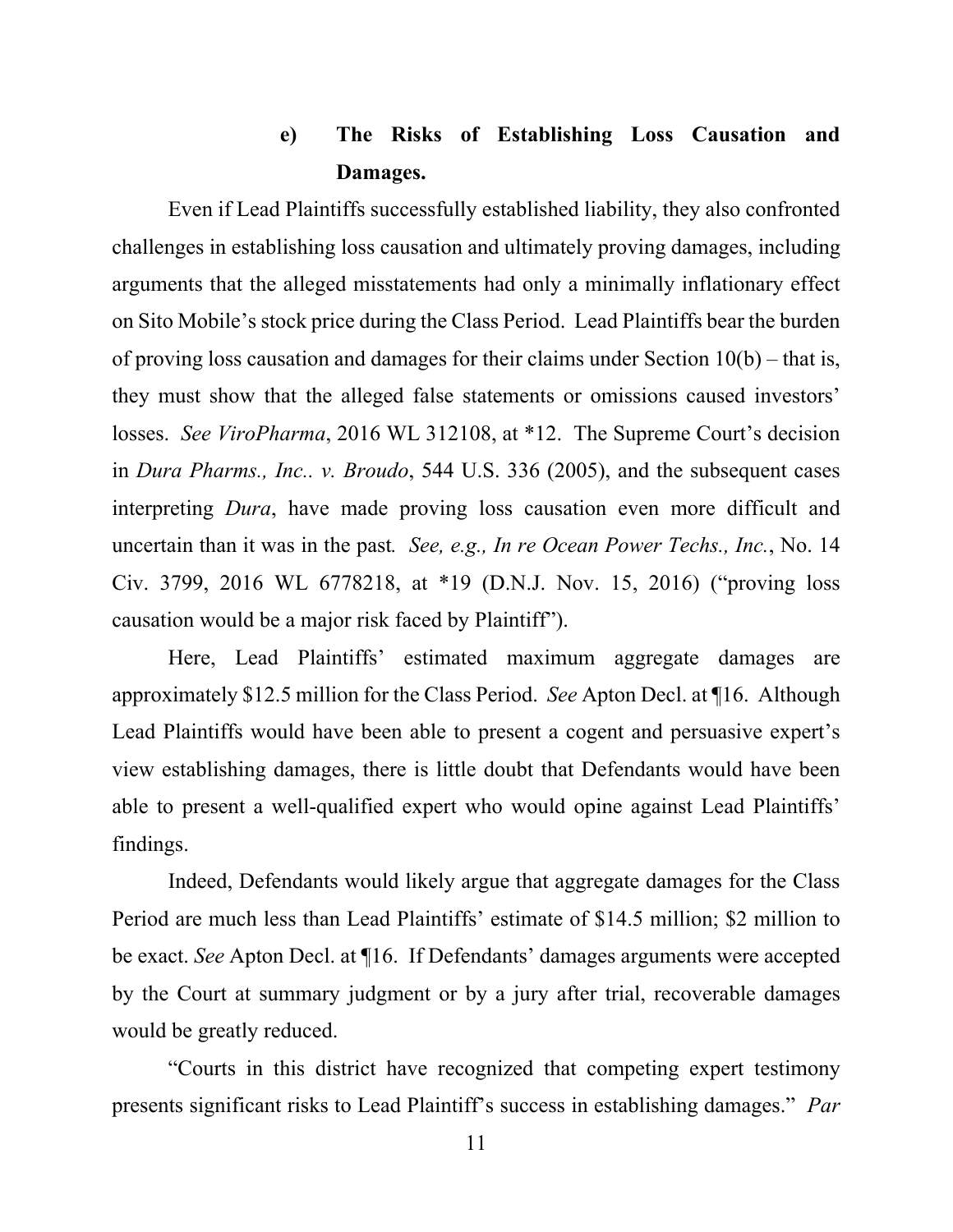### e) The Risks of Establishing Loss Causation and Damages.

Even if Lead Plaintiffs successfully established liability, they also confronted challenges in establishing loss causation and ultimately proving damages, including arguments that the alleged misstatements had only a minimally inflationary effect on Sito Mobile's stock price during the Class Period. Lead Plaintiffs bear the burden of proving loss causation and damages for their claims under Section 10(b) – that is, they must show that the alleged false statements or omissions caused investors' losses. *See ViroPharma*, 2016 WL 312108, at *12. The Supreme Court's decision in *Dura Pharms., Inc.. v. Broudo*, 544 U.S. 336 (2005), and the subsequent cases interpreting *Dura*, have made proving loss causation even more difficult and uncertain than it was in the past. *See, e.g., In re Ocean Power Techs., Inc.*, No. 14 Civ. 3799, 2016 WL 6778218, at *19 (D.N.J. Nov. 15, 2016) ("proving loss causation would be a major risk faced by Plaintiff").

Here, Lead Plaintiffs' estimated maximum aggregate damages are approximately $12.5 million for the Class Period. *See* Apton Decl. at ¶16. Although Lead Plaintiffs would have been able to present a cogent and persuasive expert's view establishing damages, there is little doubt that Defendants would have been able to present a well-qualified expert who would opine against Lead Plaintiffs' findings.

Indeed, Defendants would likely argue that aggregate damages for the Class Period are much less than Lead Plaintiffs' estimate of $14.5 million; $2 million to be exact. *See* Apton Decl. at ¶16. If Defendants' damages arguments were accepted by the Court at summary judgment or by a jury after trial, recoverable damages would be greatly reduced.

"Courts in this district have recognized that competing expert testimony presents significant risks to Lead Plaintiff's success in establishing damages." *Par*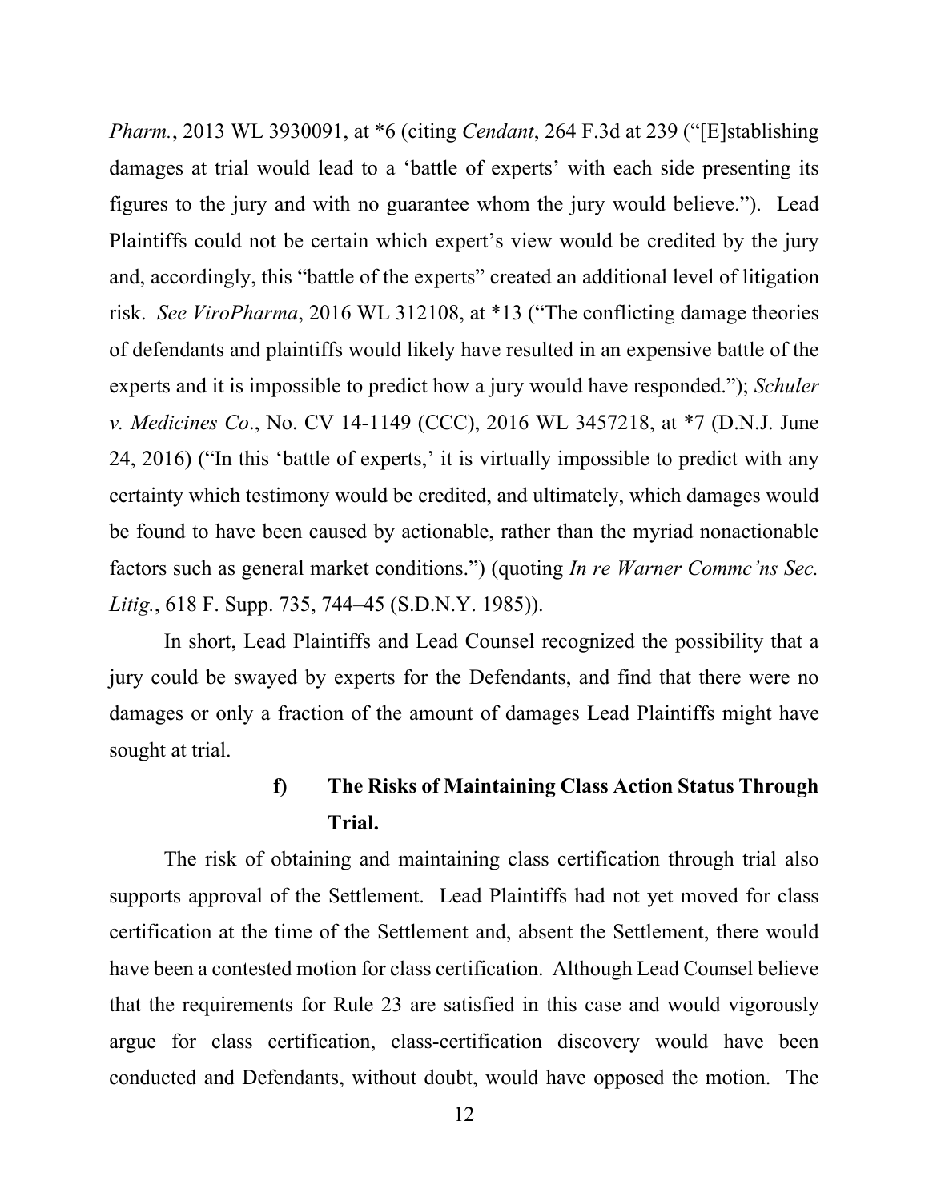*Pharm.*, 2013 WL 3930091, at *6 (citing *Cendant*, 264 F.3d at 239 ("[E]stablishing damages at trial would lead to a 'battle of experts' with each side presenting its figures to the jury and with no guarantee whom the jury would believe."). Lead Plaintiffs could not be certain which expert's view would be credited by the jury and, accordingly, this "battle of the experts" created an additional level of litigation risk. *See ViroPharma*, 2016 WL 312108, at *13 ("The conflicting damage theories of defendants and plaintiffs would likely have resulted in an expensive battle of the experts and it is impossible to predict how a jury would have responded."); *Schuler v. Medicines Co*., No. CV 14-1149 (CCC), 2016 WL 3457218, at *7 (D.N.J. June 24, 2016) ("In this 'battle of experts,' it is virtually impossible to predict with any certainty which testimony would be credited, and ultimately, which damages would be found to have been caused by actionable, rather than the myriad nonactionable factors such as general market conditions.") (quoting *In re Warner Commc'ns Sec. Litig.*, 618 F. Supp. 735, 744–45 (S.D.N.Y. 1985)).

In short, Lead Plaintiffs and Lead Counsel recognized the possibility that a jury could be swayed by experts for the Defendants, and find that there were no damages or only a fraction of the amount of damages Lead Plaintiffs might have sought at trial.

#### f) The Risks of Maintaining Class Action Status Through Trial.

The risk of obtaining and maintaining class certification through trial also supports approval of the Settlement. Lead Plaintiffs had not yet moved for class certification at the time of the Settlement and, absent the Settlement, there would have been a contested motion for class certification. Although Lead Counsel believe that the requirements for Rule 23 are satisfied in this case and would vigorously argue for class certification, class-certification discovery would have been conducted and Defendants, without doubt, would have opposed the motion. The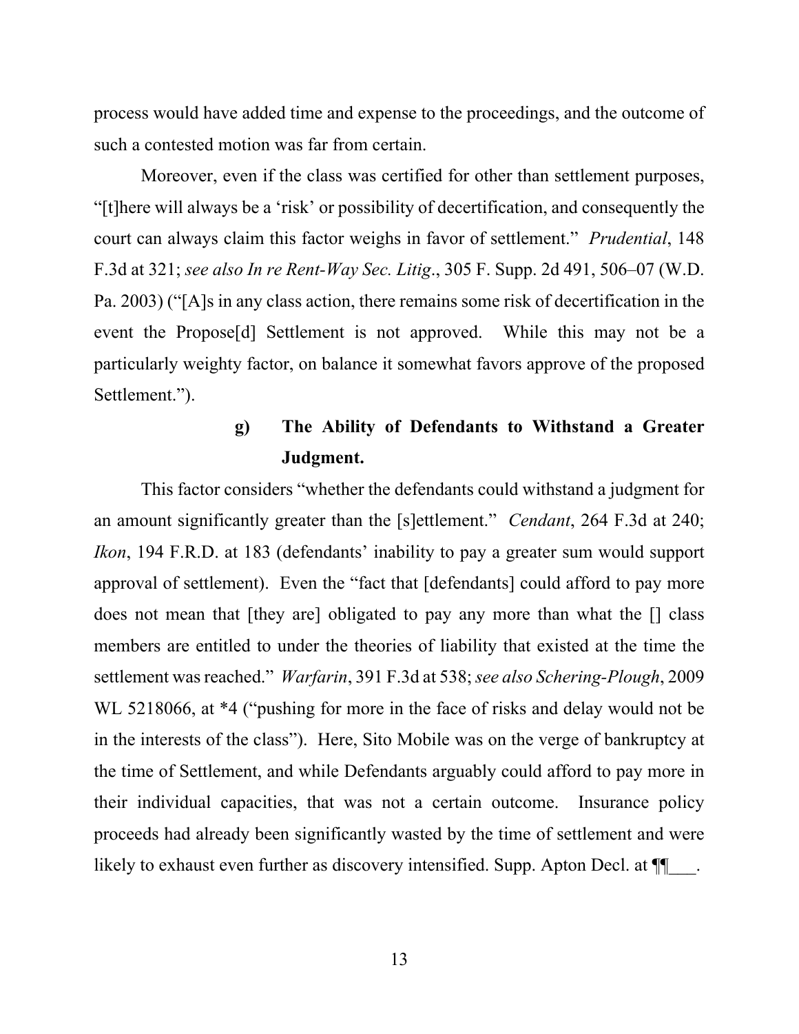process would have added time and expense to the proceedings, and the outcome of such a contested motion was far from certain.

Moreover, even if the class was certified for other than settlement purposes, "[t]here will always be a 'risk' or possibility of decertification, and consequently the court can always claim this factor weighs in favor of settlement." *Prudential*, 148 F.3d at 321; *see also In re Rent-Way Sec. Litig*., 305 F. Supp. 2d 491, 506–07 (W.D. Pa. 2003) ("[A]s in any class action, there remains some risk of decertification in the event the Propose[d] Settlement is not approved. While this may not be a particularly weighty factor, on balance it somewhat favors approve of the proposed Settlement.").

**g) The Ability of Defendants to Withstand a Greater Judgment.**

This factor considers "whether the defendants could withstand a judgment for an amount significantly greater than the [s]ettlement." *Cendant*, 264 F.3d at 240; *Ikon*, 194 F.R.D. at 183 (defendants' inability to pay a greater sum would support approval of settlement). Even the "fact that [defendants] could afford to pay more does not mean that [they are] obligated to pay any more than what the [] class members are entitled to under the theories of liability that existed at the time the settlement was reached." *Warfarin*, 391 F.3d at 538; *see also Schering-Plough*, 2009 WL 5218066, at *4 ("pushing for more in the face of risks and delay would not be in the interests of the class"). Here, Sito Mobile was on the verge of bankruptcy at the time of Settlement, and while Defendants arguably could afford to pay more in their individual capacities, that was not a certain outcome. Insurance policy proceeds had already been significantly wasted by the time of settlement and were likely to exhaust even further as discovery intensified. Supp. Apton Decl. at ¶¶\_\_\_.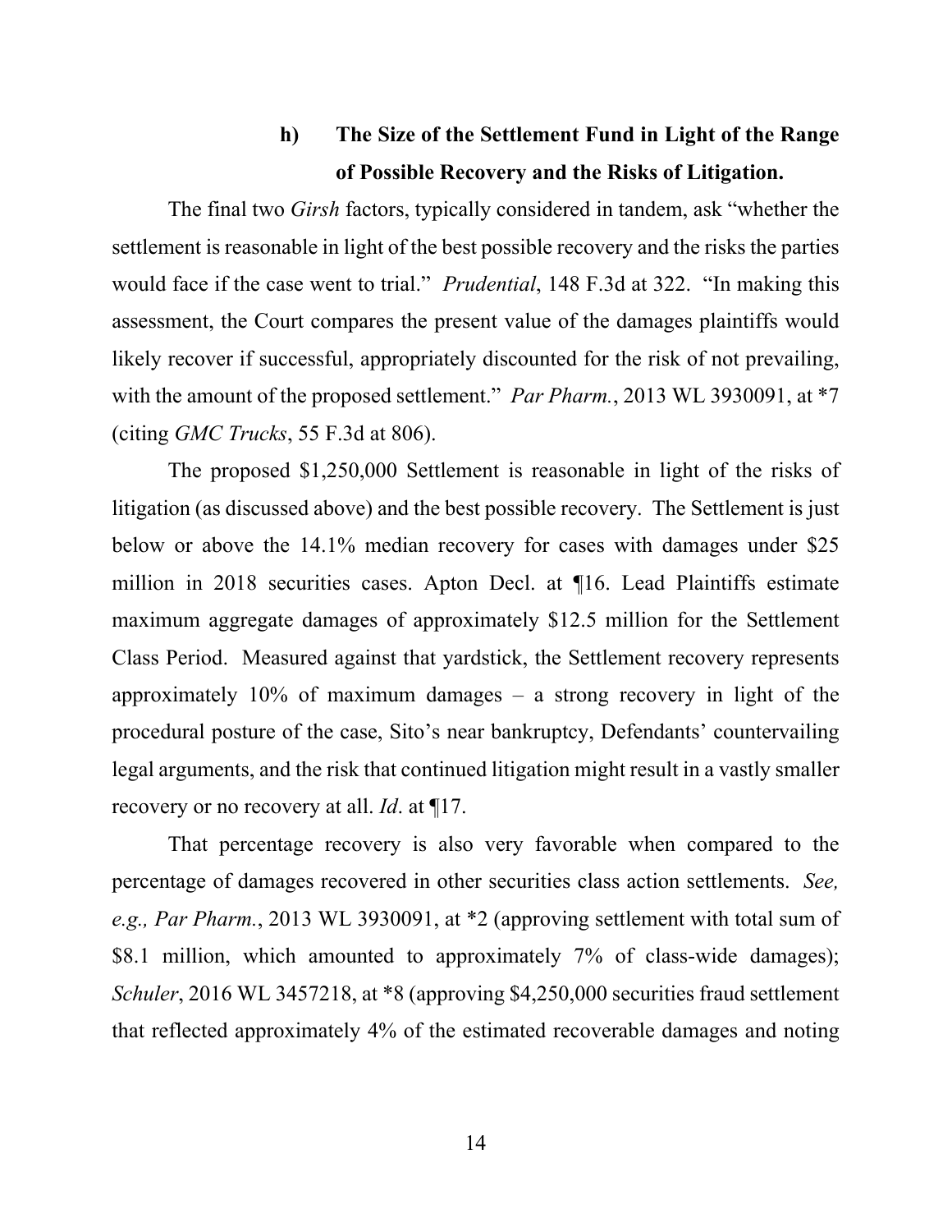### h) The Size of the Settlement Fund in Light of the Range of Possible Recovery and the Risks of Litigation.

The final two *Girsh* factors, typically considered in tandem, ask "whether the settlement is reasonable in light of the best possible recovery and the risks the parties would face if the case went to trial." *Prudential*, 148 F.3d at 322. "In making this assessment, the Court compares the present value of the damages plaintiffs would likely recover if successful, appropriately discounted for the risk of not prevailing, with the amount of the proposed settlement." *Par Pharm.*, 2013 WL 3930091, at *7 (citing *GMC Trucks*, 55 F.3d at 806).

The proposed $1,250,000 Settlement is reasonable in light of the risks of litigation (as discussed above) and the best possible recovery. The Settlement is just below or above the 14.1% median recovery for cases with damages under $25 million in 2018 securities cases. Apton Decl. at ¶16. Lead Plaintiffs estimate maximum aggregate damages of approximately $12.5 million for the Settlement Class Period. Measured against that yardstick, the Settlement recovery represents approximately 10% of maximum damages – a strong recovery in light of the procedural posture of the case, Sito's near bankruptcy, Defendants' countervailing legal arguments, and the risk that continued litigation might result in a vastly smaller recovery or no recovery at all. *Id*. at ¶17.

That percentage recovery is also very favorable when compared to the percentage of damages recovered in other securities class action settlements. *See, e.g., Par Pharm.*, 2013 WL 3930091, at *2 (approving settlement with total sum of $8.1 million, which amounted to approximately 7% of class-wide damages); *Schuler*, 2016 WL 3457218, at *8 (approving $4,250,000 securities fraud settlement that reflected approximately 4% of the estimated recoverable damages and noting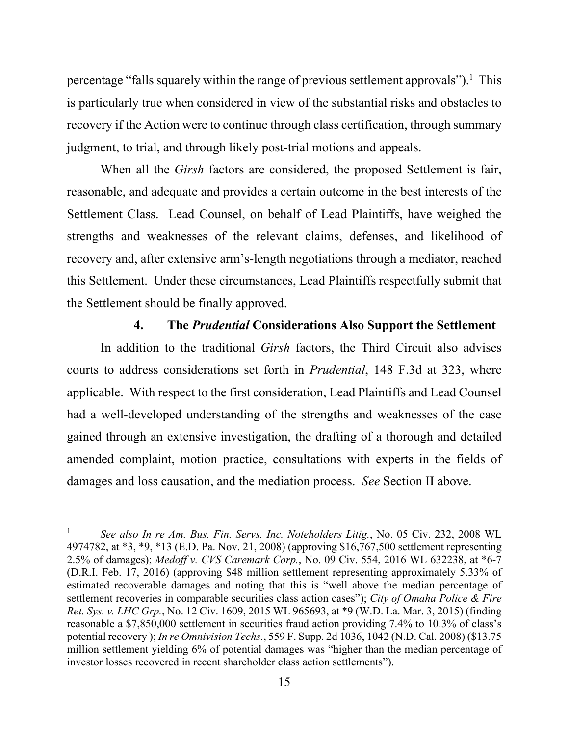percentage "falls squarely within the range of previous settlement approvals").[1] This is particularly true when considered in view of the substantial risks and obstacles to recovery if the Action were to continue through class certification, through summary judgment, to trial, and through likely post-trial motions and appeals.

When all the *Girsh* factors are considered, the proposed Settlement is fair, reasonable, and adequate and provides a certain outcome in the best interests of the Settlement Class. Lead Counsel, on behalf of Lead Plaintiffs, have weighed the strengths and weaknesses of the relevant claims, defenses, and likelihood of recovery and, after extensive arm's-length negotiations through a mediator, reached this Settlement. Under these circumstances, Lead Plaintiffs respectfully submit that the Settlement should be finally approved.

### 4. The *Prudential* Considerations Also Support the Settlement

In addition to the traditional *Girsh* factors, the Third Circuit also advises courts to address considerations set forth in *Prudential*, 148 F.3d at 323, where applicable. With respect to the first consideration, Lead Plaintiffs and Lead Counsel had a well-developed understanding of the strengths and weaknesses of the case gained through an extensive investigation, the drafting of a thorough and detailed amended complaint, motion practice, consultations with experts in the fields of damages and loss causation, and the mediation process. *See* Section II above.

---

[1] *See also In re Am. Bus. Fin. Servs. Inc. Noteholders Litig.*, No. 05 Civ. 232, 2008 WL 4974782, at *3, *9, *13 (E.D. Pa. Nov. 21, 2008) (approving $16,767,500 settlement representing 2.5% of damages); *Medoff v. CVS Caremark Corp.*, No. 09 Civ. 554, 2016 WL 632238, at *6-7 (D.R.I. Feb. 17, 2016) (approving $48 million settlement representing approximately 5.33% of estimated recoverable damages and noting that this is "well above the median percentage of settlement recoveries in comparable securities class action cases"); *City of Omaha Police & Fire Ret. Sys. v. LHC Grp.*, No. 12 Civ. 1609, 2015 WL 965693, at *9 (W.D. La. Mar. 3, 2015) (finding reasonable a $7,850,000 settlement in securities fraud action providing 7.4% to 10.3% of class's potential recovery ); *In re Omnivision Techs.*, 559 F. Supp. 2d 1036, 1042 (N.D. Cal. 2008) ($13.75 million settlement yielding 6% of potential damages was "higher than the median percentage of investor losses recovered in recent shareholder class action settlements").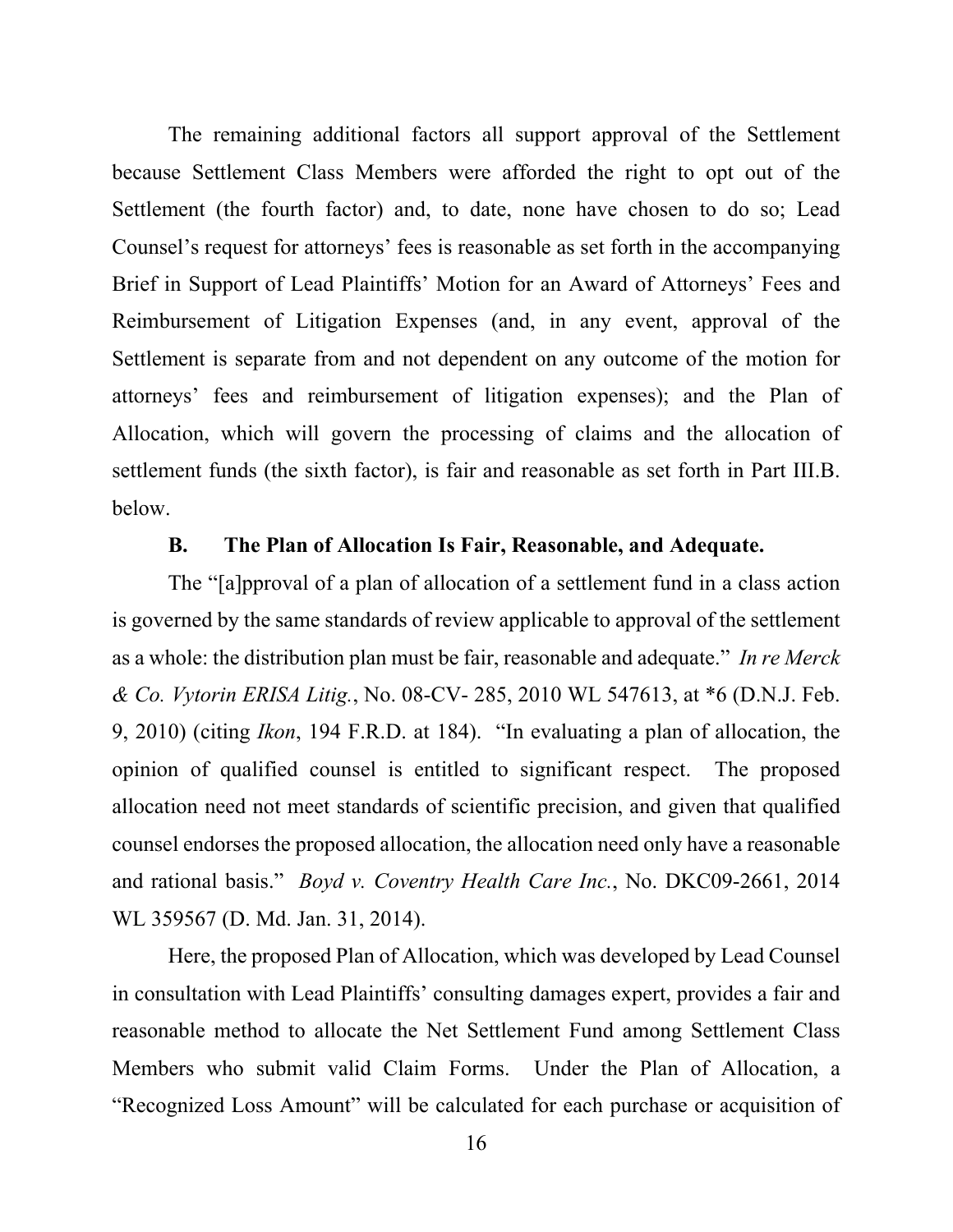The remaining additional factors all support approval of the Settlement because Settlement Class Members were afforded the right to opt out of the Settlement (the fourth factor) and, to date, none have chosen to do so; Lead Counsel's request for attorneys' fees is reasonable as set forth in the accompanying Brief in Support of Lead Plaintiffs' Motion for an Award of Attorneys' Fees and Reimbursement of Litigation Expenses (and, in any event, approval of the Settlement is separate from and not dependent on any outcome of the motion for attorneys' fees and reimbursement of litigation expenses); and the Plan of Allocation, which will govern the processing of claims and the allocation of settlement funds (the sixth factor), is fair and reasonable as set forth in Part III.B. below.

### B. The Plan of Allocation Is Fair, Reasonable, and Adequate.

The "[a]pproval of a plan of allocation of a settlement fund in a class action is governed by the same standards of review applicable to approval of the settlement as a whole: the distribution plan must be fair, reasonable and adequate." *In re Merck & Co. Vytorin ERISA Litig.*, No. 08-CV- 285, 2010 WL 547613, at *6 (D.N.J. Feb. 9, 2010) (citing *Ikon*, 194 F.R.D. at 184). "In evaluating a plan of allocation, the opinion of qualified counsel is entitled to significant respect. The proposed allocation need not meet standards of scientific precision, and given that qualified counsel endorses the proposed allocation, the allocation need only have a reasonable and rational basis." *Boyd v. Coventry Health Care Inc.*, No. DKC09-2661, 2014 WL 359567 (D. Md. Jan. 31, 2014).

Here, the proposed Plan of Allocation, which was developed by Lead Counsel in consultation with Lead Plaintiffs' consulting damages expert, provides a fair and reasonable method to allocate the Net Settlement Fund among Settlement Class Members who submit valid Claim Forms. Under the Plan of Allocation, a "Recognized Loss Amount" will be calculated for each purchase or acquisition of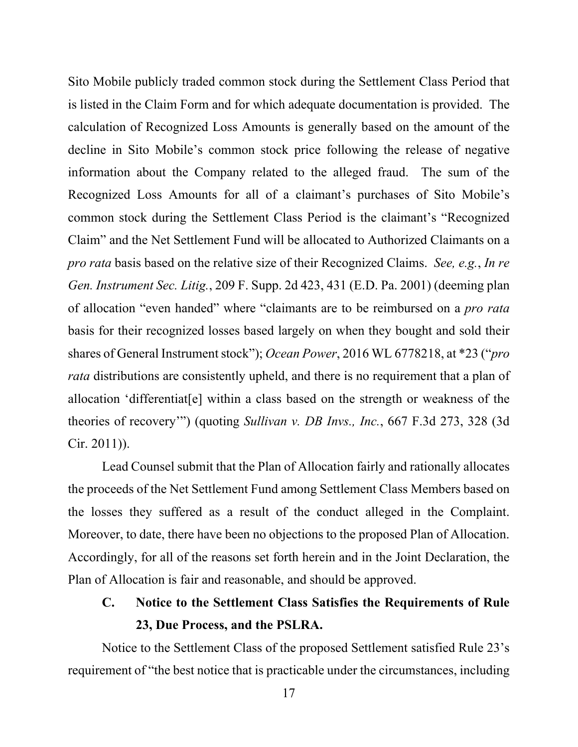Sito Mobile publicly traded common stock during the Settlement Class Period that is listed in the Claim Form and for which adequate documentation is provided. The calculation of Recognized Loss Amounts is generally based on the amount of the decline in Sito Mobile's common stock price following the release of negative information about the Company related to the alleged fraud. The sum of the Recognized Loss Amounts for all of a claimant's purchases of Sito Mobile's common stock during the Settlement Class Period is the claimant's "Recognized Claim" and the Net Settlement Fund will be allocated to Authorized Claimants on a *pro rata* basis based on the relative size of their Recognized Claims. *See, e.g.*, *In re Gen. Instrument Sec. Litig.*, 209 F. Supp. 2d 423, 431 (E.D. Pa. 2001) (deeming plan of allocation "even handed" where "claimants are to be reimbursed on a *pro rata* basis for their recognized losses based largely on when they bought and sold their shares of General Instrument stock"); *Ocean Power*, 2016 WL 6778218, at *23 ("*pro rata* distributions are consistently upheld, and there is no requirement that a plan of allocation 'differentiat[e] within a class based on the strength or weakness of the theories of recovery'") (quoting *Sullivan v. DB Invs., Inc.*, 667 F.3d 273, 328 (3d Cir. 2011)).

Lead Counsel submit that the Plan of Allocation fairly and rationally allocates the proceeds of the Net Settlement Fund among Settlement Class Members based on the losses they suffered as a result of the conduct alleged in the Complaint. Moreover, to date, there have been no objections to the proposed Plan of Allocation. Accordingly, for all of the reasons set forth herein and in the Joint Declaration, the Plan of Allocation is fair and reasonable, and should be approved.

### C. Notice to the Settlement Class Satisfies the Requirements of Rule 23, Due Process, and the PSLRA.

Notice to the Settlement Class of the proposed Settlement satisfied Rule 23's requirement of "the best notice that is practicable under the circumstances, including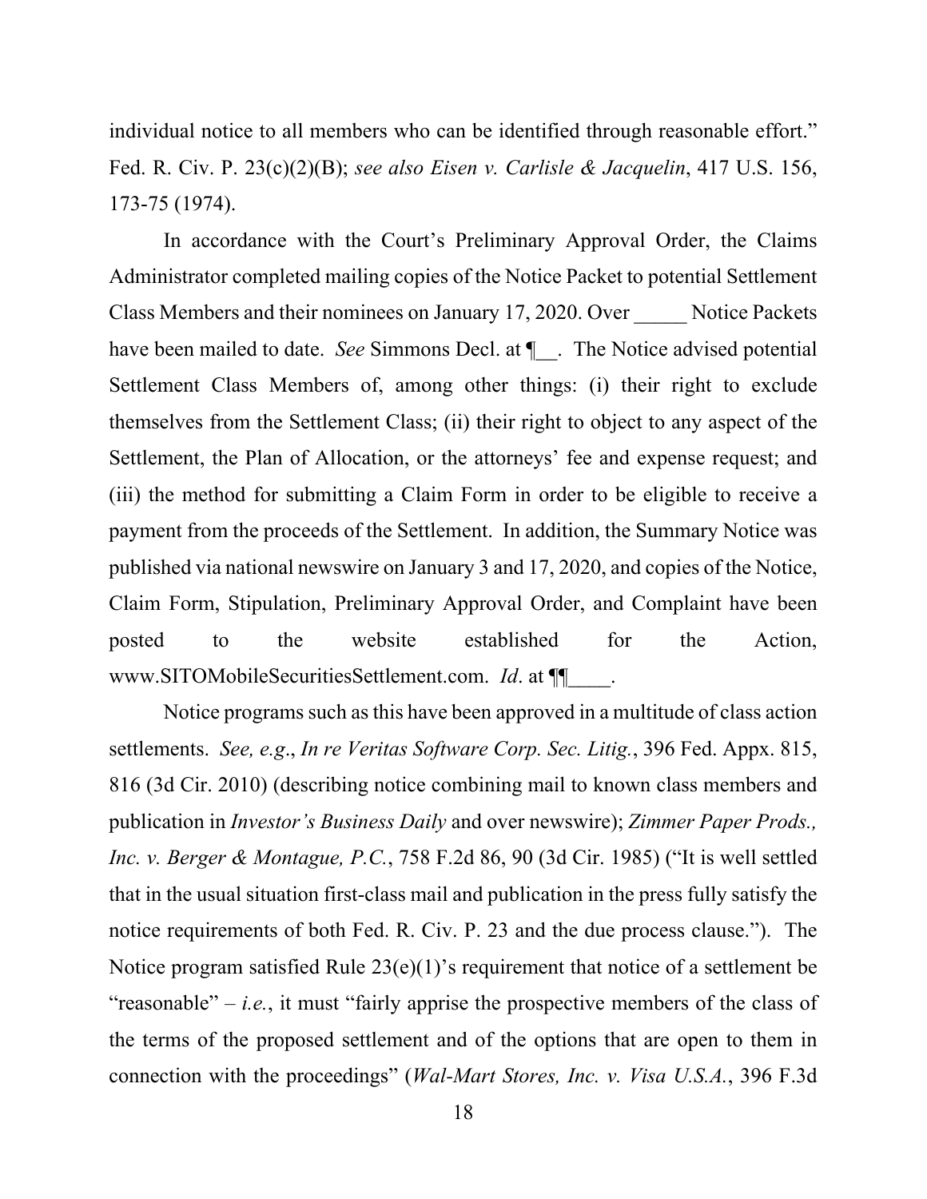individual notice to all members who can be identified through reasonable effort." Fed. R. Civ. P. 23(c)(2)(B); *see also Eisen v. Carlisle & Jacquelin*, 417 U.S. 156, 173-75 (1974).

In accordance with the Court's Preliminary Approval Order, the Claims Administrator completed mailing copies of the Notice Packet to potential Settlement Class Members and their nominees on January 17, 2020. Over _____ Notice Packets have been mailed to date. *See* Simmons Decl. at ¶__. The Notice advised potential Settlement Class Members of, among other things: (i) their right to exclude themselves from the Settlement Class; (ii) their right to object to any aspect of the Settlement, the Plan of Allocation, or the attorneys' fee and expense request; and (iii) the method for submitting a Claim Form in order to be eligible to receive a payment from the proceeds of the Settlement. In addition, the Summary Notice was published via national newswire on January 3 and 17, 2020, and copies of the Notice, Claim Form, Stipulation, Preliminary Approval Order, and Complaint have been posted to the website established for the Action, www.SITOMobileSecuritiesSettlement.com. *Id*. at ¶¶____.

Notice programs such as this have been approved in a multitude of class action settlements. *See, e.g*., *In re Veritas Software Corp. Sec. Litig.*, 396 Fed. Appx. 815, 816 (3d Cir. 2010) (describing notice combining mail to known class members and publication in *Investor's Business Daily* and over newswire); *Zimmer Paper Prods., Inc. v. Berger & Montague, P.C.*, 758 F.2d 86, 90 (3d Cir. 1985) ("It is well settled that in the usual situation first-class mail and publication in the press fully satisfy the notice requirements of both Fed. R. Civ. P. 23 and the due process clause."). The Notice program satisfied Rule 23(e)(1)'s requirement that notice of a settlement be "reasonable" – *i.e.*, it must "fairly apprise the prospective members of the class of the terms of the proposed settlement and of the options that are open to them in connection with the proceedings" (*Wal-Mart Stores, Inc. v. Visa U.S.A.*, 396 F.3d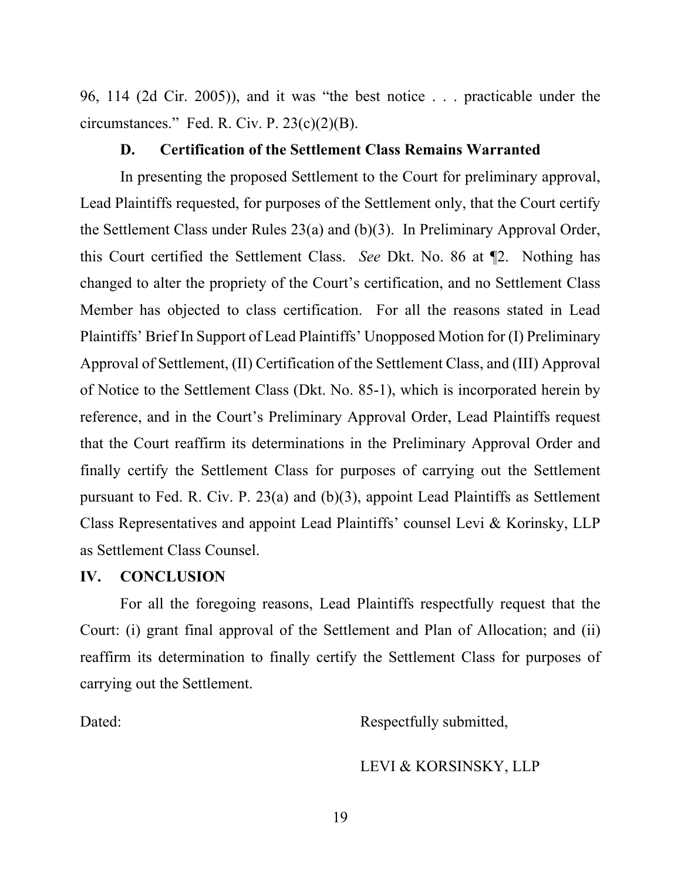96, 114 (2d Cir. 2005)), and it was "the best notice . . . practicable under the circumstances." Fed. R. Civ. P. 23(c)(2)(B).

### D. Certification of the Settlement Class Remains Warranted

In presenting the proposed Settlement to the Court for preliminary approval, Lead Plaintiffs requested, for purposes of the Settlement only, that the Court certify the Settlement Class under Rules 23(a) and (b)(3). In Preliminary Approval Order, this Court certified the Settlement Class. *See* Dkt. No. 86 at ¶2. Nothing has changed to alter the propriety of the Court's certification, and no Settlement Class Member has objected to class certification. For all the reasons stated in Lead Plaintiffs' Brief In Support of Lead Plaintiffs' Unopposed Motion for (I) Preliminary Approval of Settlement, (II) Certification of the Settlement Class, and (III) Approval of Notice to the Settlement Class (Dkt. No. 85-1), which is incorporated herein by reference, and in the Court's Preliminary Approval Order, Lead Plaintiffs request that the Court reaffirm its determinations in the Preliminary Approval Order and finally certify the Settlement Class for purposes of carrying out the Settlement pursuant to Fed. R. Civ. P. 23(a) and (b)(3), appoint Lead Plaintiffs as Settlement Class Representatives and appoint Lead Plaintiffs' counsel Levi & Korinsky, LLP as Settlement Class Counsel.

## IV. CONCLUSION

For all the foregoing reasons, Lead Plaintiffs respectfully request that the Court: (i) grant final approval of the Settlement and Plan of Allocation; and (ii) reaffirm its determination to finally certify the Settlement Class for purposes of carrying out the Settlement.

Dated:

Respectfully submitted,

LEVI & KORSINSKY, LLP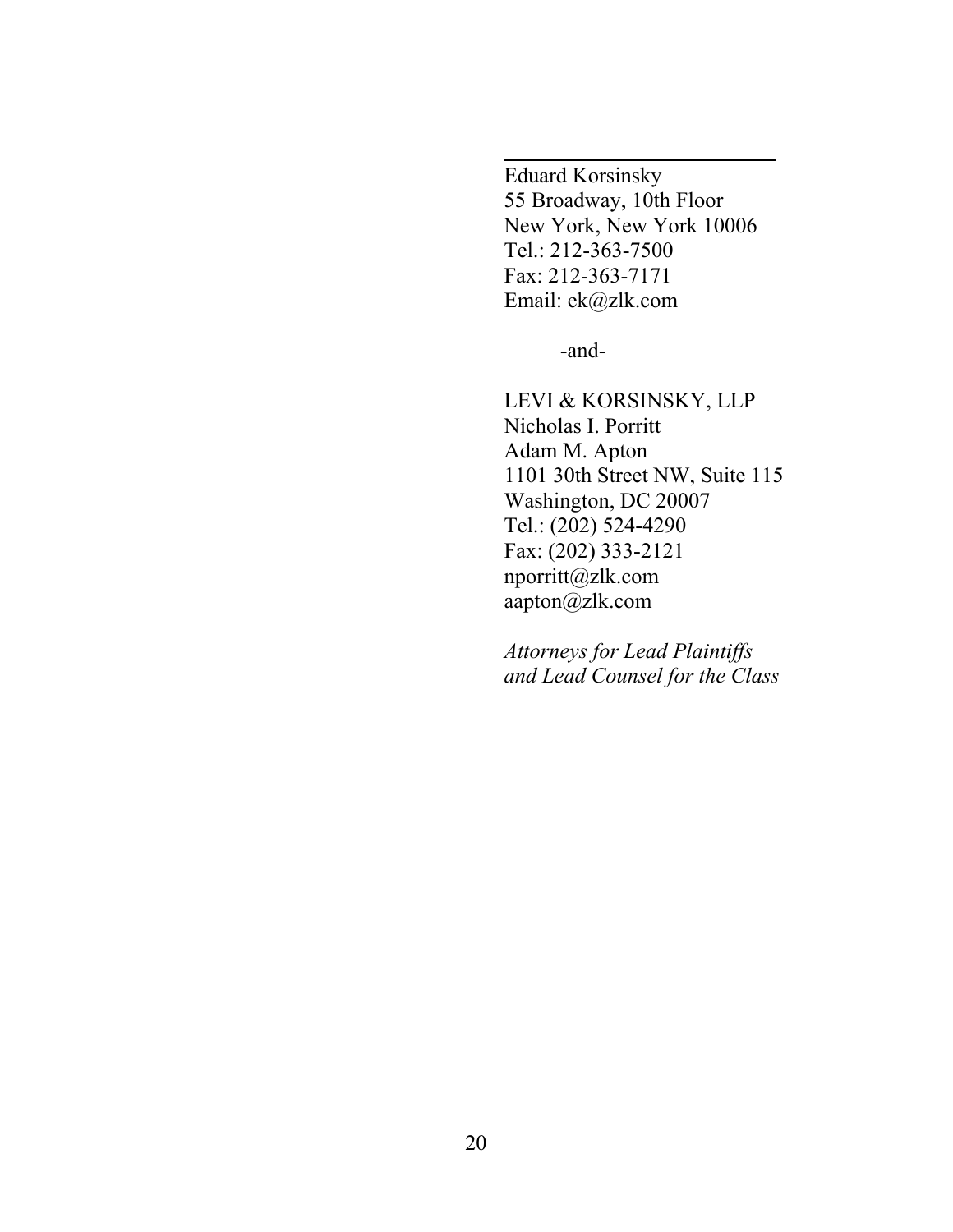______________________________

Eduard Korsinsky
55 Broadway, 10th Floor
New York, New York 10006
Tel.: 212-363-7500
Fax: 212-363-7171
Email: ek@zlk.com

-and-

LEVI & KORSINSKY, LLP
Nicholas I. Porritt
Adam M. Apton
1101 30th Street NW, Suite 115
Washington, DC 20007
Tel.: (202) 524-4290
Fax: (202) 333-2121
nporritt@zlk.com
aapton@zlk.com

*Attorneys for Lead Plaintiffs and Lead Counsel for the Class*